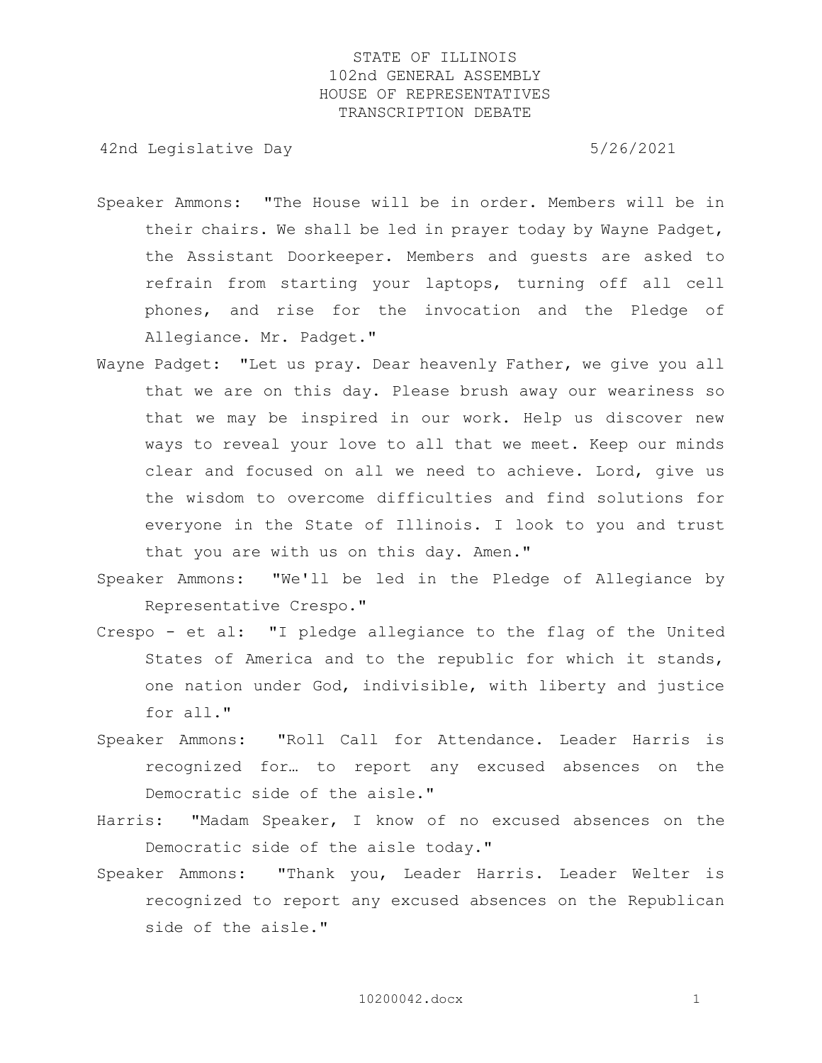STATE OF ILLINOIS
102nd GENERAL ASSEMBLY
HOUSE OF REPRESENTATIVES
TRANSCRIPTION DEBATE

42nd Legislative Day 5/26/2021

Speaker Ammons: "The House will be in order. Members will be in their chairs. We shall be led in prayer today by Wayne Padget, the Assistant Doorkeeper. Members and guests are asked to refrain from starting your laptops, turning off all cell phones, and rise for the invocation and the Pledge of Allegiance. Mr. Padget."

Wayne Padget: "Let us pray. Dear heavenly Father, we give you all that we are on this day. Please brush away our weariness so that we may be inspired in our work. Help us discover new ways to reveal your love to all that we meet. Keep our minds clear and focused on all we need to achieve. Lord, give us the wisdom to overcome difficulties and find solutions for everyone in the State of Illinois. I look to you and trust that you are with us on this day. Amen."

Speaker Ammons: "We'll be led in the Pledge of Allegiance by Representative Crespo."

Crespo - et al: "I pledge allegiance to the flag of the United States of America and to the republic for which it stands, one nation under God, indivisible, with liberty and justice for all."

Speaker Ammons: "Roll Call for Attendance. Leader Harris is recognized for… to report any excused absences on the Democratic side of the aisle."

Harris: "Madam Speaker, I know of no excused absences on the Democratic side of the aisle today."

Speaker Ammons: "Thank you, Leader Harris. Leader Welter is recognized to report any excused absences on the Republican side of the aisle."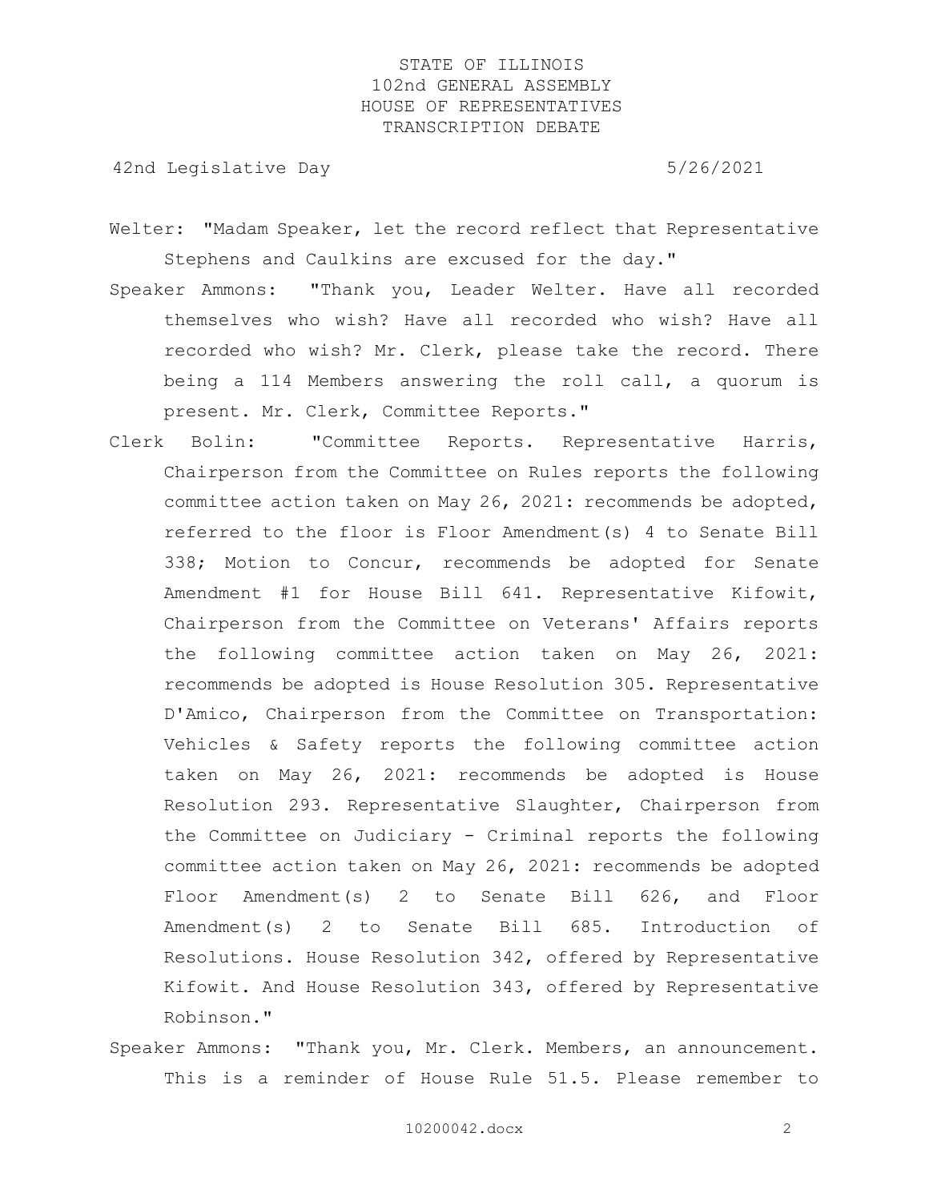Welter: "Madam Speaker, let the record reflect that Representative Stephens and Caulkins are excused for the day."

Speaker Ammons: "Thank you, Leader Welter. Have all recorded themselves who wish? Have all recorded who wish? Have all recorded who wish? Mr. Clerk, please take the record. There being a 114 Members answering the roll call, a quorum is present. Mr. Clerk, Committee Reports."

Clerk Bolin: "Committee Reports. Representative Harris, Chairperson from the Committee on Rules reports the following committee action taken on May 26, 2021: recommends be adopted, referred to the floor is Floor Amendment(s) 4 to Senate Bill 338; Motion to Concur, recommends be adopted for Senate Amendment #1 for House Bill 641. Representative Kifowit, Chairperson from the Committee on Veterans' Affairs reports the following committee action taken on May 26, 2021: recommends be adopted is House Resolution 305. Representative D'Amico, Chairperson from the Committee on Transportation: Vehicles & Safety reports the following committee action taken on May 26, 2021: recommends be adopted is House Resolution 293. Representative Slaughter, Chairperson from the Committee on Judiciary - Criminal reports the following committee action taken on May 26, 2021: recommends be adopted Floor Amendment(s) 2 to Senate Bill 626, and Floor Amendment(s) 2 to Senate Bill 685. Introduction of Resolutions. House Resolution 342, offered by Representative Kifowit. And House Resolution 343, offered by Representative Robinson."

Speaker Ammons: "Thank you, Mr. Clerk. Members, an announcement. This is a reminder of House Rule 51.5. Please remember to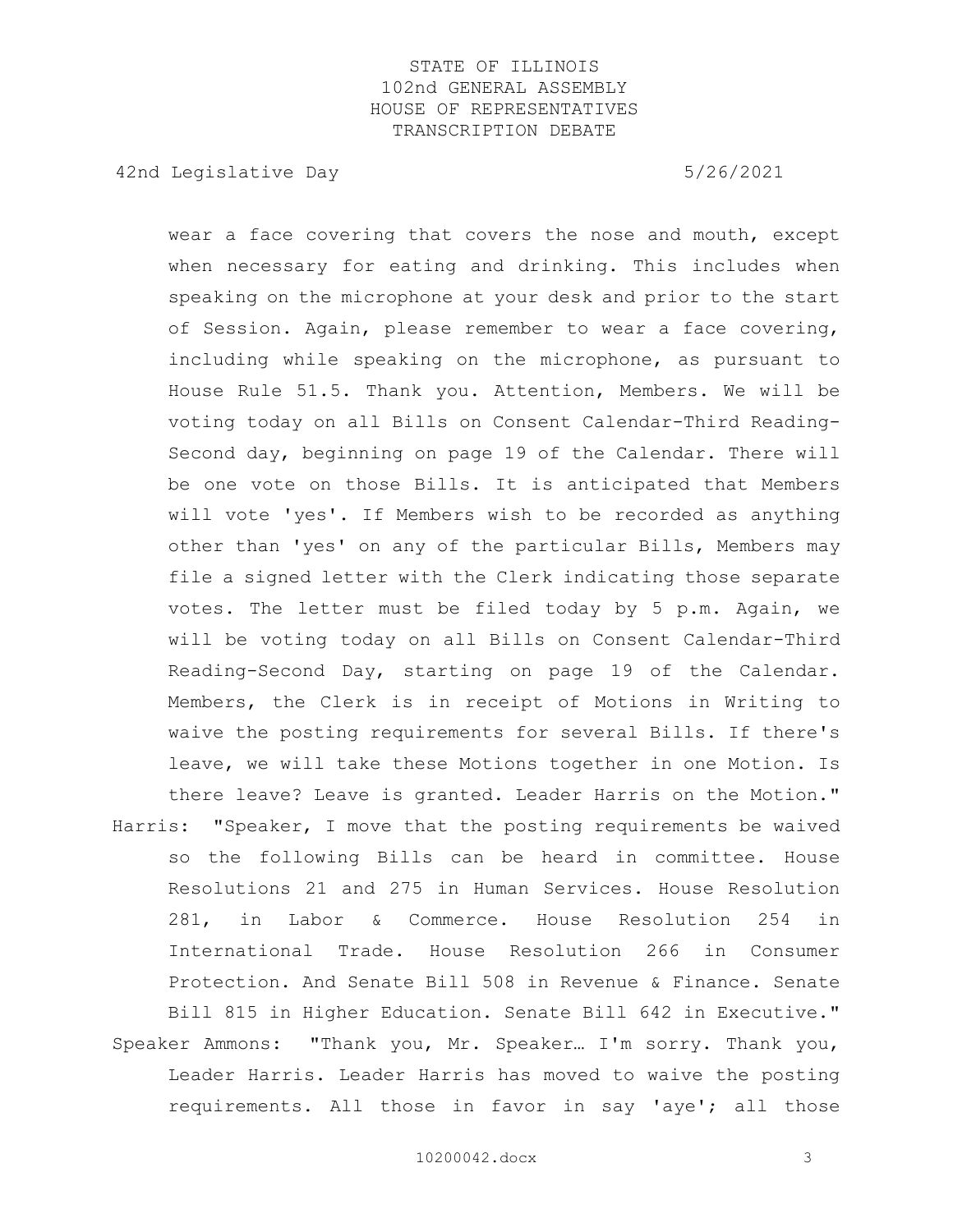wear a face covering that covers the nose and mouth, except when necessary for eating and drinking. This includes when speaking on the microphone at your desk and prior to the start of Session. Again, please remember to wear a face covering, including while speaking on the microphone, as pursuant to House Rule 51.5. Thank you. Attention, Members. We will be voting today on all Bills on Consent Calendar-Third Reading-Second day, beginning on page 19 of the Calendar. There will be one vote on those Bills. It is anticipated that Members will vote 'yes'. If Members wish to be recorded as anything other than 'yes' on any of the particular Bills, Members may file a signed letter with the Clerk indicating those separate votes. The letter must be filed today by 5 p.m. Again, we will be voting today on all Bills on Consent Calendar-Third Reading-Second Day, starting on page 19 of the Calendar. Members, the Clerk is in receipt of Motions in Writing to waive the posting requirements for several Bills. If there's leave, we will take these Motions together in one Motion. Is there leave? Leave is granted. Leader Harris on the Motion."

Harris: "Speaker, I move that the posting requirements be waived so the following Bills can be heard in committee. House Resolutions 21 and 275 in Human Services. House Resolution 281, in Labor & Commerce. House Resolution 254 in International Trade. House Resolution 266 in Consumer Protection. And Senate Bill 508 in Revenue & Finance. Senate Bill 815 in Higher Education. Senate Bill 642 in Executive."

Speaker Ammons: "Thank you, Mr. Speaker… I'm sorry. Thank you, Leader Harris. Leader Harris has moved to waive the posting requirements. All those in favor in say 'aye'; all those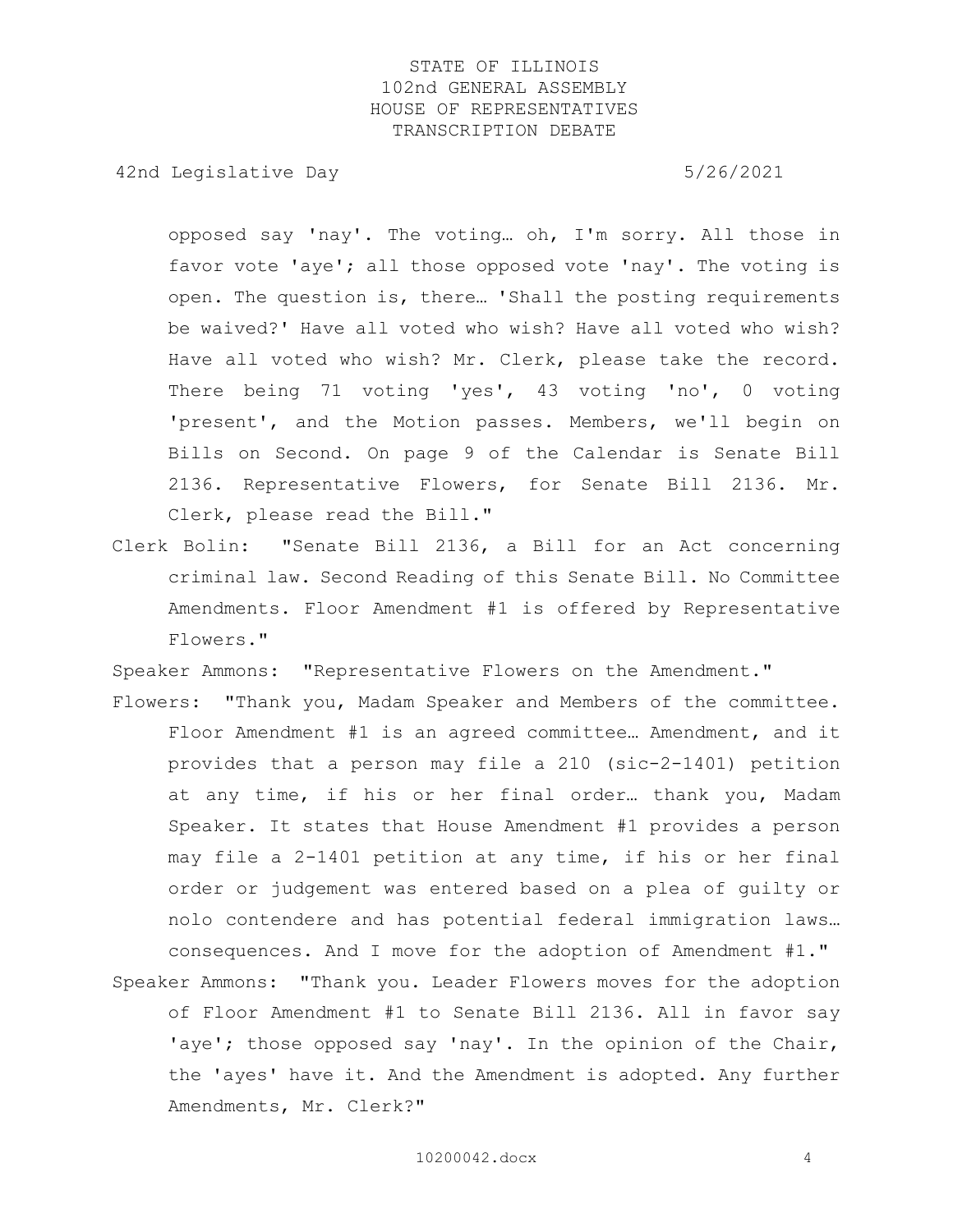opposed say 'nay'. The voting… oh, I'm sorry. All those in favor vote 'aye'; all those opposed vote 'nay'. The voting is open. The question is, there… 'Shall the posting requirements be waived?' Have all voted who wish? Have all voted who wish? Have all voted who wish? Mr. Clerk, please take the record. There being 71 voting 'yes', 43 voting 'no', 0 voting 'present', and the Motion passes. Members, we'll begin on Bills on Second. On page 9 of the Calendar is Senate Bill 2136. Representative Flowers, for Senate Bill 2136. Mr. Clerk, please read the Bill."

Clerk Bolin: "Senate Bill 2136, a Bill for an Act concerning criminal law. Second Reading of this Senate Bill. No Committee Amendments. Floor Amendment #1 is offered by Representative Flowers."

Speaker Ammons: "Representative Flowers on the Amendment."

Flowers: "Thank you, Madam Speaker and Members of the committee. Floor Amendment #1 is an agreed committee… Amendment, and it provides that a person may file a 210 (sic-2-1401) petition at any time, if his or her final order… thank you, Madam Speaker. It states that House Amendment #1 provides a person may file a 2-1401 petition at any time, if his or her final order or judgement was entered based on a plea of guilty or nolo contendere and has potential federal immigration laws… consequences. And I move for the adoption of Amendment #1."

Speaker Ammons: "Thank you. Leader Flowers moves for the adoption of Floor Amendment #1 to Senate Bill 2136. All in favor say 'aye'; those opposed say 'nay'. In the opinion of the Chair, the 'ayes' have it. And the Amendment is adopted. Any further Amendments, Mr. Clerk?"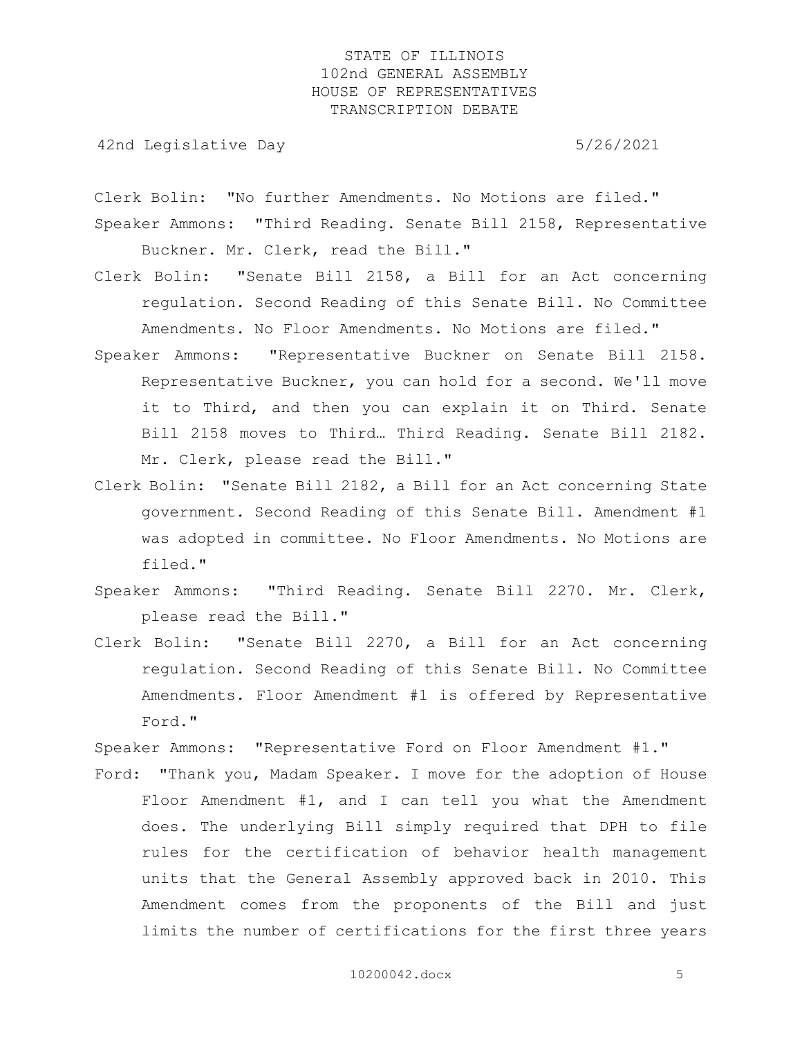Clerk Bolin: "No further Amendments. No Motions are filed."

Speaker Ammons: "Third Reading. Senate Bill 2158, Representative Buckner. Mr. Clerk, read the Bill."

Clerk Bolin: "Senate Bill 2158, a Bill for an Act concerning regulation. Second Reading of this Senate Bill. No Committee Amendments. No Floor Amendments. No Motions are filed."

Speaker Ammons: "Representative Buckner on Senate Bill 2158. Representative Buckner, you can hold for a second. We'll move it to Third, and then you can explain it on Third. Senate Bill 2158 moves to Third… Third Reading. Senate Bill 2182. Mr. Clerk, please read the Bill."

Clerk Bolin: "Senate Bill 2182, a Bill for an Act concerning State government. Second Reading of this Senate Bill. Amendment #1 was adopted in committee. No Floor Amendments. No Motions are filed."

Speaker Ammons: "Third Reading. Senate Bill 2270. Mr. Clerk, please read the Bill."

Clerk Bolin: "Senate Bill 2270, a Bill for an Act concerning regulation. Second Reading of this Senate Bill. No Committee Amendments. Floor Amendment #1 is offered by Representative Ford."

Speaker Ammons: "Representative Ford on Floor Amendment #1."

Ford: "Thank you, Madam Speaker. I move for the adoption of House Floor Amendment #1, and I can tell you what the Amendment does. The underlying Bill simply required that DPH to file rules for the certification of behavior health management units that the General Assembly approved back in 2010. This Amendment comes from the proponents of the Bill and just limits the number of certifications for the first three years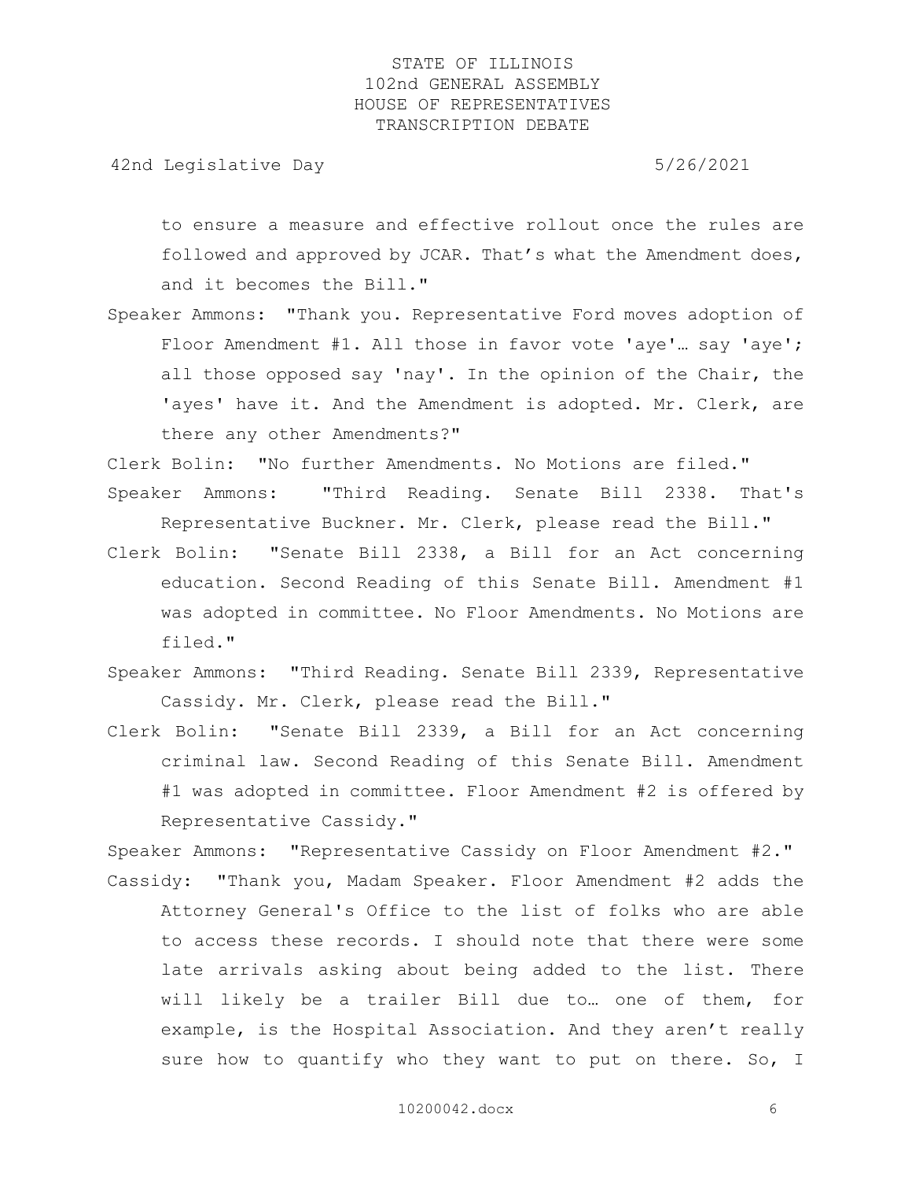to ensure a measure and effective rollout once the rules are followed and approved by JCAR. That's what the Amendment does, and it becomes the Bill."

Speaker Ammons: "Thank you. Representative Ford moves adoption of Floor Amendment #1. All those in favor vote 'aye'… say 'aye'; all those opposed say 'nay'. In the opinion of the Chair, the 'ayes' have it. And the Amendment is adopted. Mr. Clerk, are there any other Amendments?"

Clerk Bolin: "No further Amendments. No Motions are filed."

Speaker Ammons: "Third Reading. Senate Bill 2338. That's Representative Buckner. Mr. Clerk, please read the Bill."

Clerk Bolin: "Senate Bill 2338, a Bill for an Act concerning education. Second Reading of this Senate Bill. Amendment #1 was adopted in committee. No Floor Amendments. No Motions are filed."

Speaker Ammons: "Third Reading. Senate Bill 2339, Representative Cassidy. Mr. Clerk, please read the Bill."

Clerk Bolin: "Senate Bill 2339, a Bill for an Act concerning criminal law. Second Reading of this Senate Bill. Amendment #1 was adopted in committee. Floor Amendment #2 is offered by Representative Cassidy."

Speaker Ammons: "Representative Cassidy on Floor Amendment #2."

Cassidy: "Thank you, Madam Speaker. Floor Amendment #2 adds the Attorney General's Office to the list of folks who are able to access these records. I should note that there were some late arrivals asking about being added to the list. There will likely be a trailer Bill due to… one of them, for example, is the Hospital Association. And they aren't really sure how to quantify who they want to put on there. So, I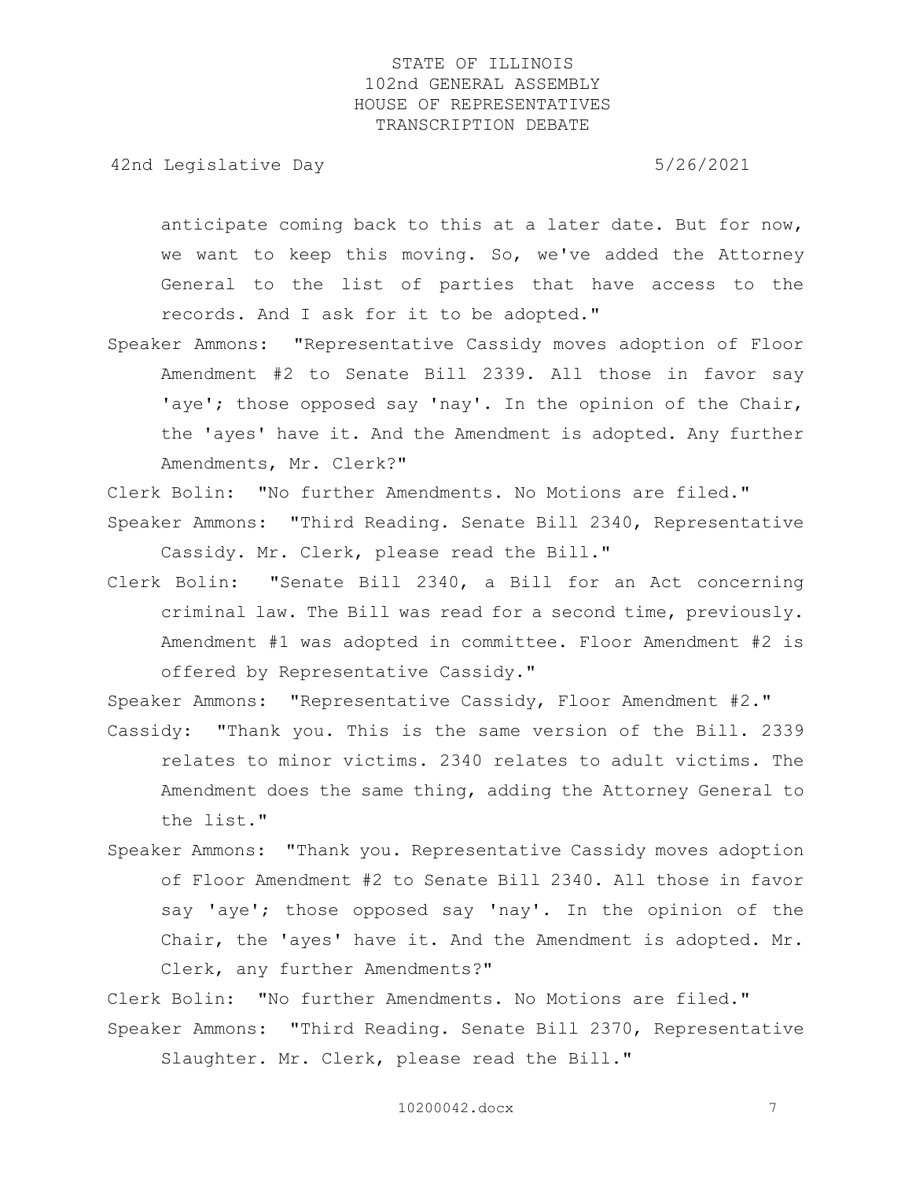anticipate coming back to this at a later date. But for now, we want to keep this moving. So, we've added the Attorney General to the list of parties that have access to the records. And I ask for it to be adopted."

Speaker Ammons: "Representative Cassidy moves adoption of Floor Amendment #2 to Senate Bill 2339. All those in favor say 'aye'; those opposed say 'nay'. In the opinion of the Chair, the 'ayes' have it. And the Amendment is adopted. Any further Amendments, Mr. Clerk?"

Clerk Bolin: "No further Amendments. No Motions are filed."

Speaker Ammons: "Third Reading. Senate Bill 2340, Representative Cassidy. Mr. Clerk, please read the Bill."

Clerk Bolin: "Senate Bill 2340, a Bill for an Act concerning criminal law. The Bill was read for a second time, previously. Amendment #1 was adopted in committee. Floor Amendment #2 is offered by Representative Cassidy."

Speaker Ammons: "Representative Cassidy, Floor Amendment #2."

Cassidy: "Thank you. This is the same version of the Bill. 2339 relates to minor victims. 2340 relates to adult victims. The Amendment does the same thing, adding the Attorney General to the list."

Speaker Ammons: "Thank you. Representative Cassidy moves adoption of Floor Amendment #2 to Senate Bill 2340. All those in favor say 'aye'; those opposed say 'nay'. In the opinion of the Chair, the 'ayes' have it. And the Amendment is adopted. Mr. Clerk, any further Amendments?"

Clerk Bolin: "No further Amendments. No Motions are filed."

Speaker Ammons: "Third Reading. Senate Bill 2370, Representative Slaughter. Mr. Clerk, please read the Bill."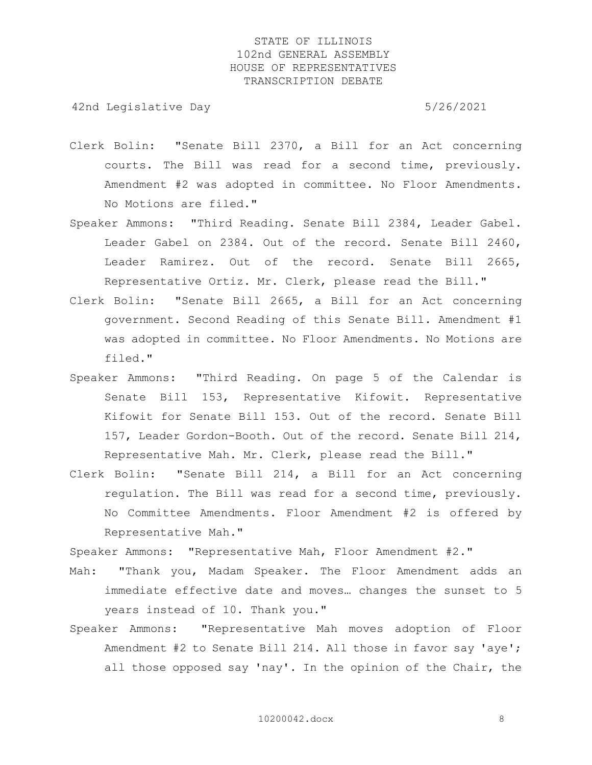Clerk Bolin: "Senate Bill 2370, a Bill for an Act concerning courts. The Bill was read for a second time, previously. Amendment #2 was adopted in committee. No Floor Amendments. No Motions are filed."

Speaker Ammons: "Third Reading. Senate Bill 2384, Leader Gabel. Leader Gabel on 2384. Out of the record. Senate Bill 2460, Leader Ramirez. Out of the record. Senate Bill 2665, Representative Ortiz. Mr. Clerk, please read the Bill."

Clerk Bolin: "Senate Bill 2665, a Bill for an Act concerning government. Second Reading of this Senate Bill. Amendment #1 was adopted in committee. No Floor Amendments. No Motions are filed."

Speaker Ammons: "Third Reading. On page 5 of the Calendar is Senate Bill 153, Representative Kifowit. Representative Kifowit for Senate Bill 153. Out of the record. Senate Bill 157, Leader Gordon-Booth. Out of the record. Senate Bill 214, Representative Mah. Mr. Clerk, please read the Bill."

Clerk Bolin: "Senate Bill 214, a Bill for an Act concerning regulation. The Bill was read for a second time, previously. No Committee Amendments. Floor Amendment #2 is offered by Representative Mah."

Speaker Ammons: "Representative Mah, Floor Amendment #2."

Mah: "Thank you, Madam Speaker. The Floor Amendment adds an immediate effective date and moves… changes the sunset to 5 years instead of 10. Thank you."

Speaker Ammons: "Representative Mah moves adoption of Floor Amendment #2 to Senate Bill 214. All those in favor say 'aye'; all those opposed say 'nay'. In the opinion of the Chair, the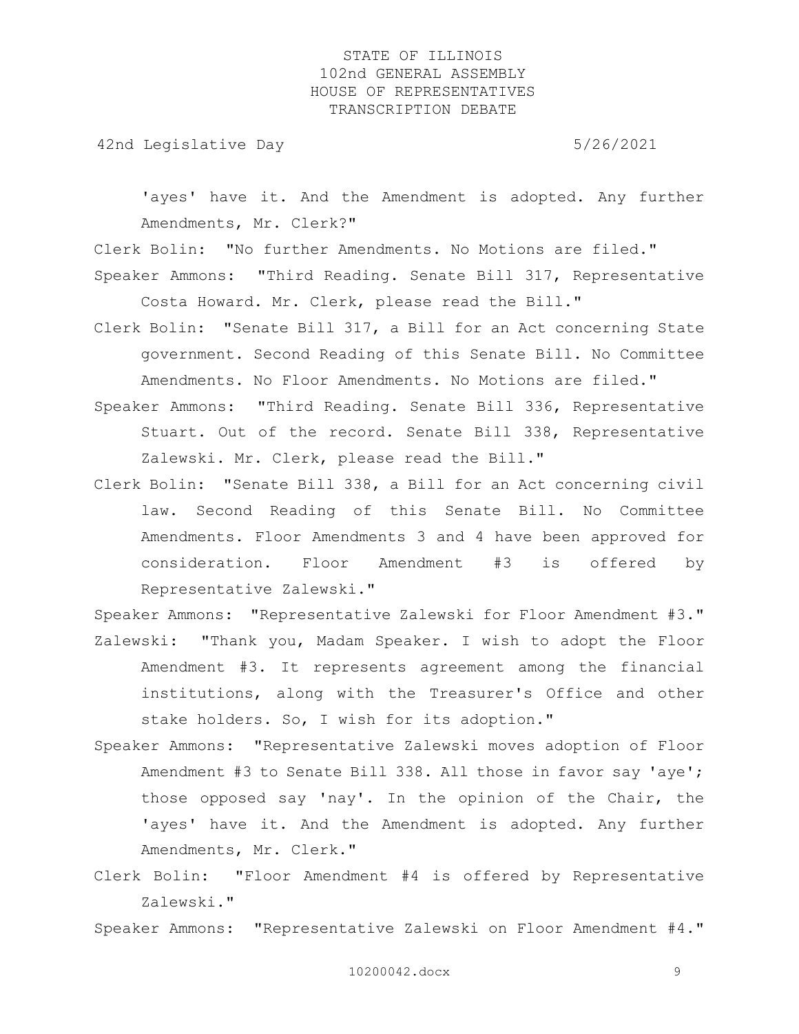'ayes' have it. And the Amendment is adopted. Any further Amendments, Mr. Clerk?"

Clerk Bolin: "No further Amendments. No Motions are filed."

Speaker Ammons: "Third Reading. Senate Bill 317, Representative Costa Howard. Mr. Clerk, please read the Bill."

Clerk Bolin: "Senate Bill 317, a Bill for an Act concerning State government. Second Reading of this Senate Bill. No Committee Amendments. No Floor Amendments. No Motions are filed."

Speaker Ammons: "Third Reading. Senate Bill 336, Representative Stuart. Out of the record. Senate Bill 338, Representative Zalewski. Mr. Clerk, please read the Bill."

Clerk Bolin: "Senate Bill 338, a Bill for an Act concerning civil law. Second Reading of this Senate Bill. No Committee Amendments. Floor Amendments 3 and 4 have been approved for consideration. Floor Amendment #3 is offered by Representative Zalewski."

Speaker Ammons: "Representative Zalewski for Floor Amendment #3."

Zalewski: "Thank you, Madam Speaker. I wish to adopt the Floor Amendment #3. It represents agreement among the financial institutions, along with the Treasurer's Office and other stake holders. So, I wish for its adoption."

Speaker Ammons: "Representative Zalewski moves adoption of Floor Amendment #3 to Senate Bill 338. All those in favor say 'aye'; those opposed say 'nay'. In the opinion of the Chair, the 'ayes' have it. And the Amendment is adopted. Any further Amendments, Mr. Clerk."

Clerk Bolin: "Floor Amendment #4 is offered by Representative Zalewski."

Speaker Ammons: "Representative Zalewski on Floor Amendment #4."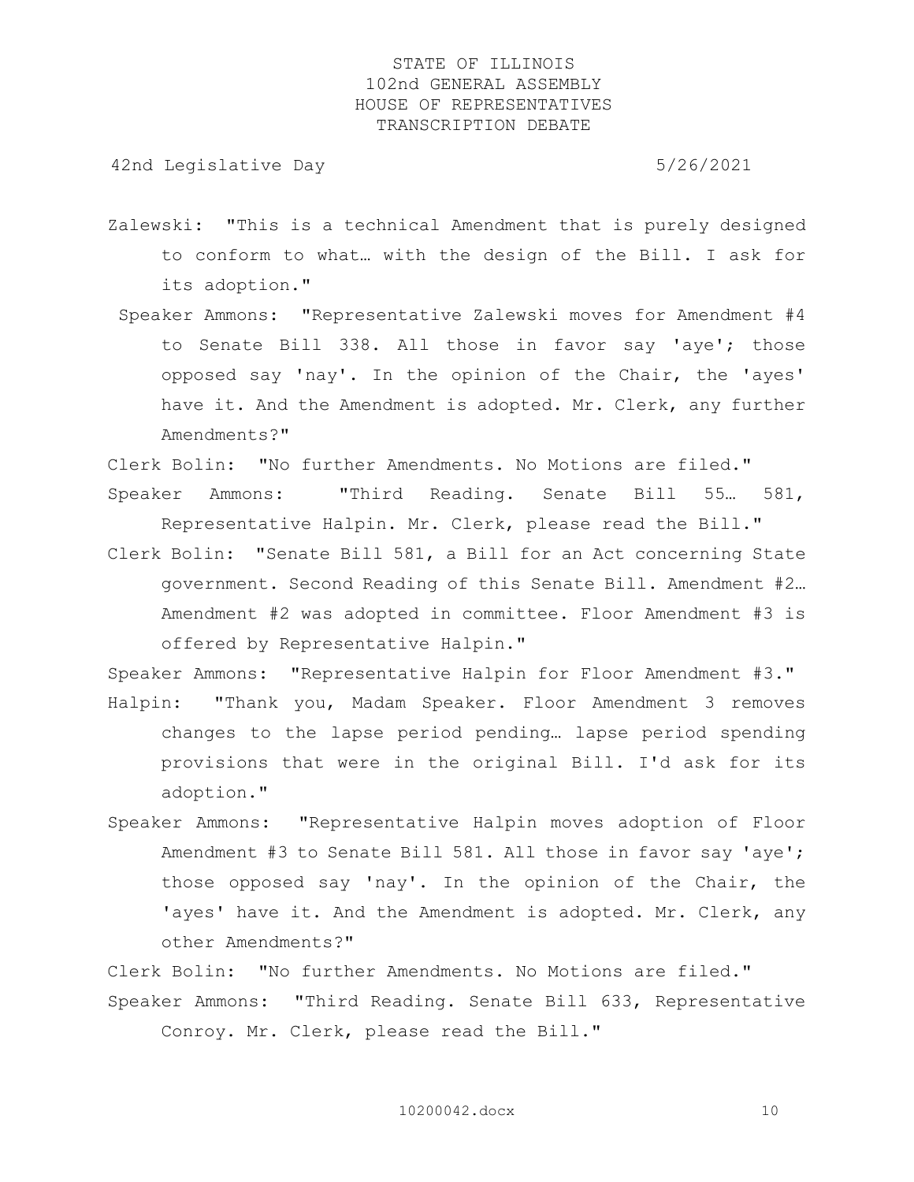Zalewski: "This is a technical Amendment that is purely designed to conform to what… with the design of the Bill. I ask for its adoption."

Speaker Ammons: "Representative Zalewski moves for Amendment #4 to Senate Bill 338. All those in favor say 'aye'; those opposed say 'nay'. In the opinion of the Chair, the 'ayes' have it. And the Amendment is adopted. Mr. Clerk, any further Amendments?"

Clerk Bolin: "No further Amendments. No Motions are filed."

Speaker Ammons: "Third Reading. Senate Bill 55… 581, Representative Halpin. Mr. Clerk, please read the Bill."

Clerk Bolin: "Senate Bill 581, a Bill for an Act concerning State government. Second Reading of this Senate Bill. Amendment #2… Amendment #2 was adopted in committee. Floor Amendment #3 is offered by Representative Halpin."

Speaker Ammons: "Representative Halpin for Floor Amendment #3."

Halpin: "Thank you, Madam Speaker. Floor Amendment 3 removes changes to the lapse period pending… lapse period spending provisions that were in the original Bill. I'd ask for its adoption."

Speaker Ammons: "Representative Halpin moves adoption of Floor Amendment #3 to Senate Bill 581. All those in favor say 'aye'; those opposed say 'nay'. In the opinion of the Chair, the 'ayes' have it. And the Amendment is adopted. Mr. Clerk, any other Amendments?"

Clerk Bolin: "No further Amendments. No Motions are filed."

Speaker Ammons: "Third Reading. Senate Bill 633, Representative Conroy. Mr. Clerk, please read the Bill."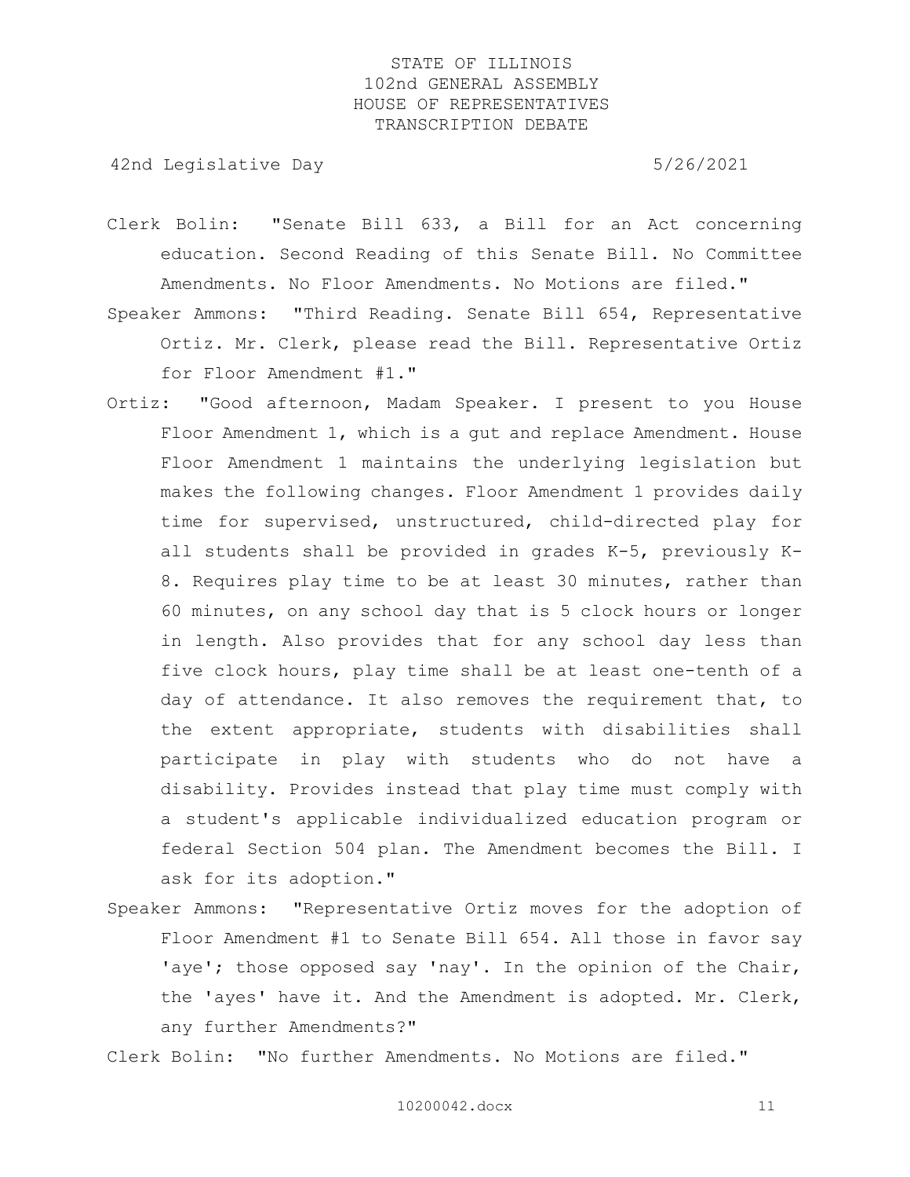Clerk Bolin: "Senate Bill 633, a Bill for an Act concerning education. Second Reading of this Senate Bill. No Committee Amendments. No Floor Amendments. No Motions are filed."

Speaker Ammons: "Third Reading. Senate Bill 654, Representative Ortiz. Mr. Clerk, please read the Bill. Representative Ortiz for Floor Amendment #1."

Ortiz: "Good afternoon, Madam Speaker. I present to you House Floor Amendment 1, which is a gut and replace Amendment. House Floor Amendment 1 maintains the underlying legislation but makes the following changes. Floor Amendment 1 provides daily time for supervised, unstructured, child-directed play for all students shall be provided in grades K-5, previously K-8. Requires play time to be at least 30 minutes, rather than 60 minutes, on any school day that is 5 clock hours or longer in length. Also provides that for any school day less than five clock hours, play time shall be at least one-tenth of a day of attendance. It also removes the requirement that, to the extent appropriate, students with disabilities shall participate in play with students who do not have a disability. Provides instead that play time must comply with a student's applicable individualized education program or federal Section 504 plan. The Amendment becomes the Bill. I ask for its adoption."

Speaker Ammons: "Representative Ortiz moves for the adoption of Floor Amendment #1 to Senate Bill 654. All those in favor say 'aye'; those opposed say 'nay'. In the opinion of the Chair, the 'ayes' have it. And the Amendment is adopted. Mr. Clerk, any further Amendments?"

Clerk Bolin: "No further Amendments. No Motions are filed."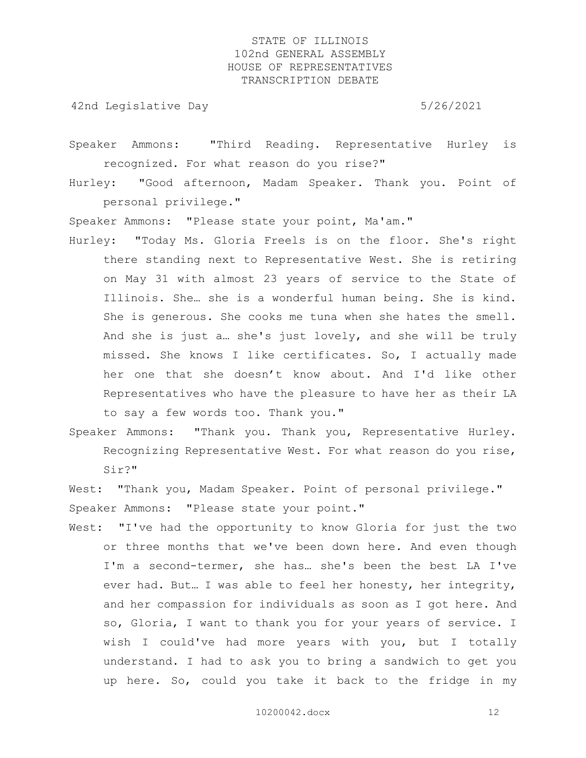Speaker Ammons: "Third Reading. Representative Hurley is recognized. For what reason do you rise?"

Hurley: "Good afternoon, Madam Speaker. Thank you. Point of personal privilege."

Speaker Ammons: "Please state your point, Ma'am."

Hurley: "Today Ms. Gloria Freels is on the floor. She's right there standing next to Representative West. She is retiring on May 31 with almost 23 years of service to the State of Illinois. She… she is a wonderful human being. She is kind. She is generous. She cooks me tuna when she hates the smell. And she is just a… she's just lovely, and she will be truly missed. She knows I like certificates. So, I actually made her one that she doesn't know about. And I'd like other Representatives who have the pleasure to have her as their LA to say a few words too. Thank you."

Speaker Ammons: "Thank you. Thank you, Representative Hurley. Recognizing Representative West. For what reason do you rise, Sir?"

West: "Thank you, Madam Speaker. Point of personal privilege."

Speaker Ammons: "Please state your point."

West: "I've had the opportunity to know Gloria for just the two or three months that we've been down here. And even though I'm a second-termer, she has… she's been the best LA I've ever had. But… I was able to feel her honesty, her integrity, and her compassion for individuals as soon as I got here. And so, Gloria, I want to thank you for your years of service. I wish I could've had more years with you, but I totally understand. I had to ask you to bring a sandwich to get you up here. So, could you take it back to the fridge in my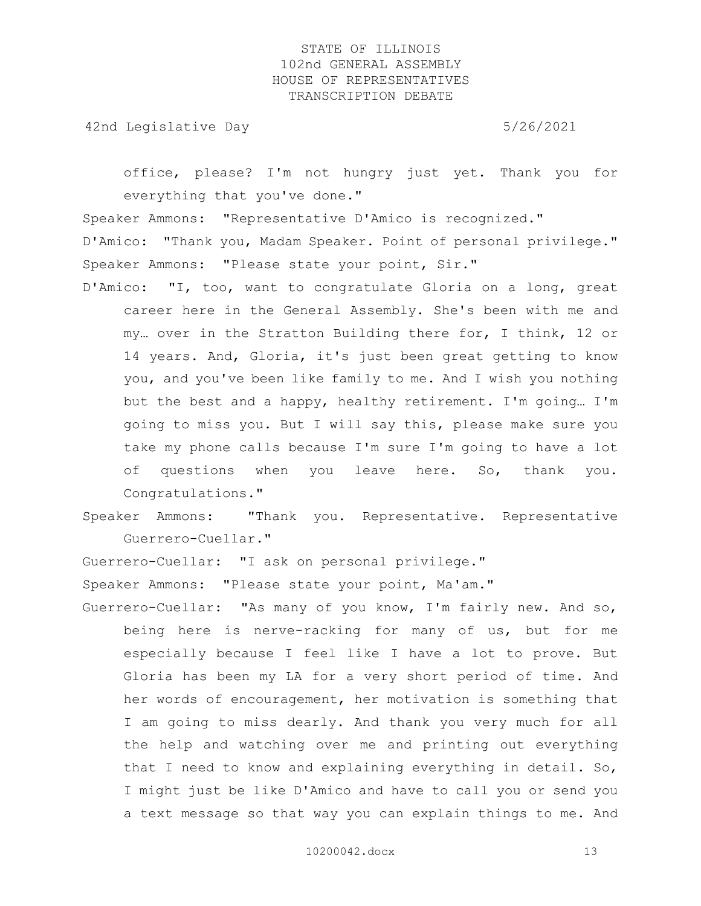office, please? I'm not hungry just yet. Thank you for everything that you've done."

Speaker Ammons: "Representative D'Amico is recognized."

D'Amico: "Thank you, Madam Speaker. Point of personal privilege."

Speaker Ammons: "Please state your point, Sir."

D'Amico: "I, too, want to congratulate Gloria on a long, great career here in the General Assembly. She's been with me and my… over in the Stratton Building there for, I think, 12 or 14 years. And, Gloria, it's just been great getting to know you, and you've been like family to me. And I wish you nothing but the best and a happy, healthy retirement. I'm going… I'm going to miss you. But I will say this, please make sure you take my phone calls because I'm sure I'm going to have a lot of questions when you leave here. So, thank you. Congratulations."

Speaker Ammons: "Thank you. Representative. Representative Guerrero-Cuellar."

Guerrero-Cuellar: "I ask on personal privilege."

Speaker Ammons: "Please state your point, Ma'am."

Guerrero-Cuellar: "As many of you know, I'm fairly new. And so, being here is nerve-racking for many of us, but for me especially because I feel like I have a lot to prove. But Gloria has been my LA for a very short period of time. And her words of encouragement, her motivation is something that I am going to miss dearly. And thank you very much for all the help and watching over me and printing out everything that I need to know and explaining everything in detail. So, I might just be like D'Amico and have to call you or send you a text message so that way you can explain things to me. And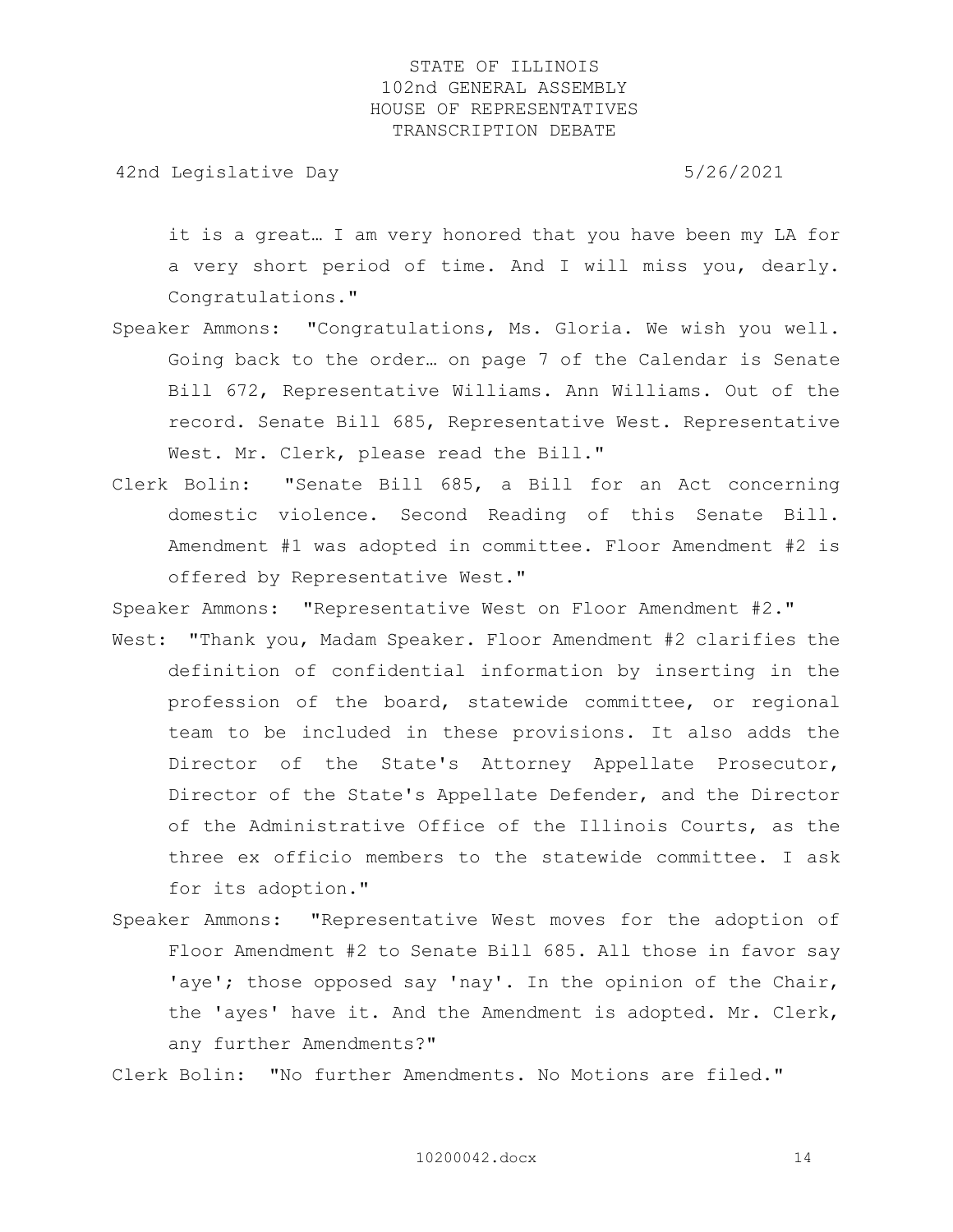it is a great… I am very honored that you have been my LA for a very short period of time. And I will miss you, dearly. Congratulations."

Speaker Ammons: "Congratulations, Ms. Gloria. We wish you well. Going back to the order… on page 7 of the Calendar is Senate Bill 672, Representative Williams. Ann Williams. Out of the record. Senate Bill 685, Representative West. Representative West. Mr. Clerk, please read the Bill."

Clerk Bolin: "Senate Bill 685, a Bill for an Act concerning domestic violence. Second Reading of this Senate Bill. Amendment #1 was adopted in committee. Floor Amendment #2 is offered by Representative West."

Speaker Ammons: "Representative West on Floor Amendment #2."

West: "Thank you, Madam Speaker. Floor Amendment #2 clarifies the definition of confidential information by inserting in the profession of the board, statewide committee, or regional team to be included in these provisions. It also adds the Director of the State's Attorney Appellate Prosecutor, Director of the State's Appellate Defender, and the Director of the Administrative Office of the Illinois Courts, as the three ex officio members to the statewide committee. I ask for its adoption."

Speaker Ammons: "Representative West moves for the adoption of Floor Amendment #2 to Senate Bill 685. All those in favor say 'aye'; those opposed say 'nay'. In the opinion of the Chair, the 'ayes' have it. And the Amendment is adopted. Mr. Clerk, any further Amendments?"

Clerk Bolin: "No further Amendments. No Motions are filed."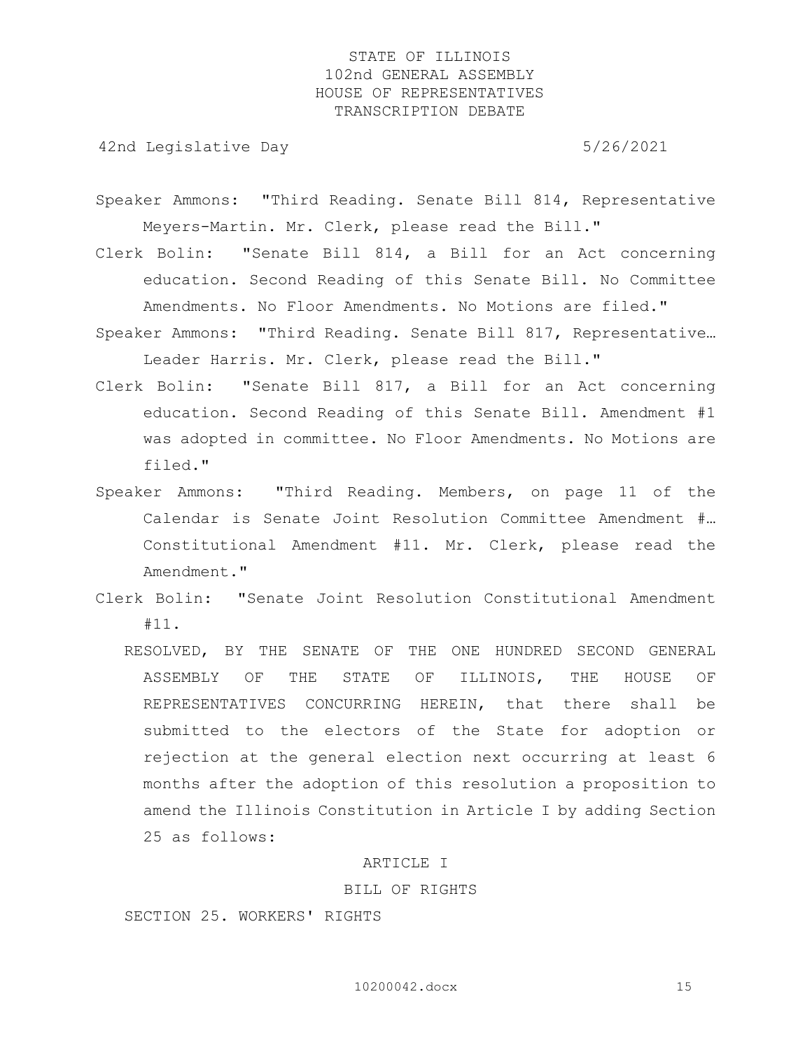Speaker Ammons: "Third Reading. Senate Bill 814, Representative Meyers-Martin. Mr. Clerk, please read the Bill."

Clerk Bolin: "Senate Bill 814, a Bill for an Act concerning education. Second Reading of this Senate Bill. No Committee Amendments. No Floor Amendments. No Motions are filed."

Speaker Ammons: "Third Reading. Senate Bill 817, Representative… Leader Harris. Mr. Clerk, please read the Bill."

Clerk Bolin: "Senate Bill 817, a Bill for an Act concerning education. Second Reading of this Senate Bill. Amendment #1 was adopted in committee. No Floor Amendments. No Motions are filed."

Speaker Ammons: "Third Reading. Members, on page 11 of the Calendar is Senate Joint Resolution Committee Amendment #… Constitutional Amendment #11. Mr. Clerk, please read the Amendment."

Clerk Bolin: "Senate Joint Resolution Constitutional Amendment #11.

RESOLVED, BY THE SENATE OF THE ONE HUNDRED SECOND GENERAL ASSEMBLY OF THE STATE OF ILLINOIS, THE HOUSE OF REPRESENTATIVES CONCURRING HEREIN, that there shall be submitted to the electors of the State for adoption or rejection at the general election next occurring at least 6 months after the adoption of this resolution a proposition to amend the Illinois Constitution in Article I by adding Section 25 as follows:

ARTICLE I

BILL OF RIGHTS

SECTION 25. WORKERS' RIGHTS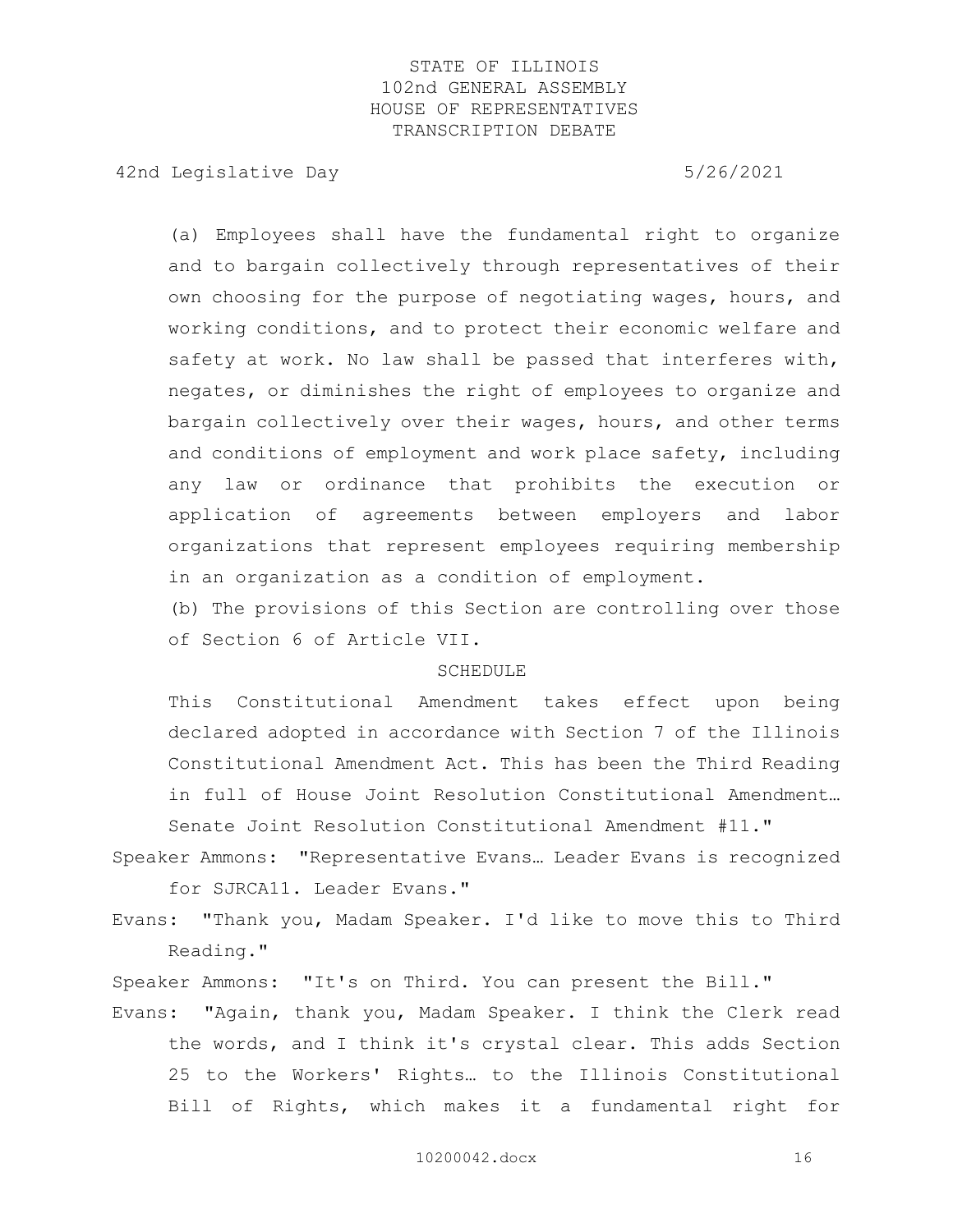(a) Employees shall have the fundamental right to organize and to bargain collectively through representatives of their own choosing for the purpose of negotiating wages, hours, and working conditions, and to protect their economic welfare and safety at work. No law shall be passed that interferes with, negates, or diminishes the right of employees to organize and bargain collectively over their wages, hours, and other terms and conditions of employment and work place safety, including any law or ordinance that prohibits the execution or application of agreements between employers and labor organizations that represent employees requiring membership in an organization as a condition of employment.

(b) The provisions of this Section are controlling over those of Section 6 of Article VII.

SCHEDULE

This Constitutional Amendment takes effect upon being declared adopted in accordance with Section 7 of the Illinois Constitutional Amendment Act. This has been the Third Reading in full of House Joint Resolution Constitutional Amendment… Senate Joint Resolution Constitutional Amendment #11."

Speaker Ammons: "Representative Evans… Leader Evans is recognized for SJRCA11. Leader Evans."

Evans: "Thank you, Madam Speaker. I'd like to move this to Third Reading."

Speaker Ammons: "It's on Third. You can present the Bill."

Evans: "Again, thank you, Madam Speaker. I think the Clerk read the words, and I think it's crystal clear. This adds Section 25 to the Workers' Rights… to the Illinois Constitutional Bill of Rights, which makes it a fundamental right for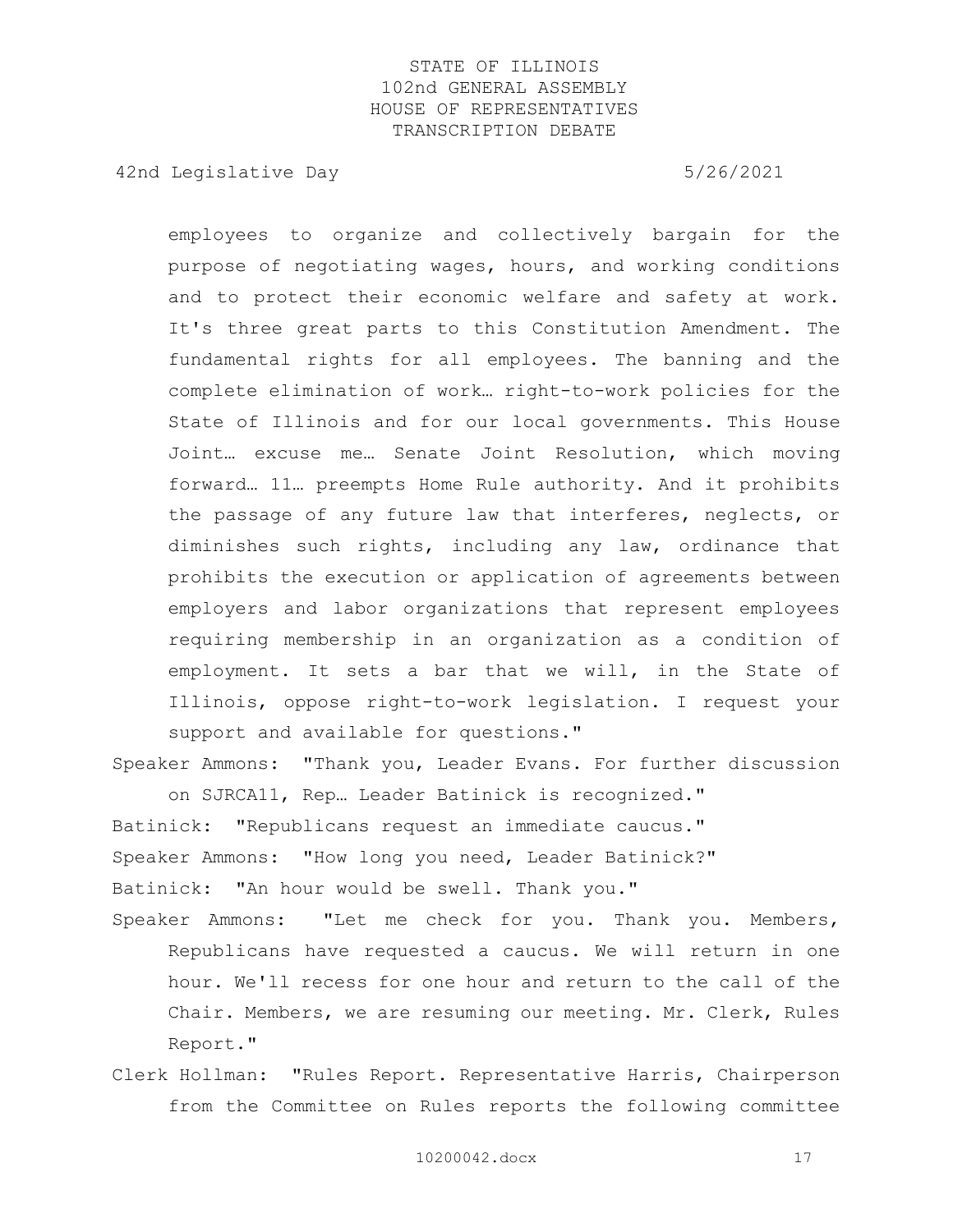employees to organize and collectively bargain for the purpose of negotiating wages, hours, and working conditions and to protect their economic welfare and safety at work. It's three great parts to this Constitution Amendment. The fundamental rights for all employees. The banning and the complete elimination of work… right-to-work policies for the State of Illinois and for our local governments. This House Joint… excuse me… Senate Joint Resolution, which moving forward… 11… preempts Home Rule authority. And it prohibits the passage of any future law that interferes, neglects, or diminishes such rights, including any law, ordinance that prohibits the execution or application of agreements between employers and labor organizations that represent employees requiring membership in an organization as a condition of employment. It sets a bar that we will, in the State of Illinois, oppose right-to-work legislation. I request your support and available for questions."

Speaker Ammons: "Thank you, Leader Evans. For further discussion on SJRCA11, Rep… Leader Batinick is recognized."

Batinick: "Republicans request an immediate caucus."

Speaker Ammons: "How long you need, Leader Batinick?"

Batinick: "An hour would be swell. Thank you."

Speaker Ammons: "Let me check for you. Thank you. Members, Republicans have requested a caucus. We will return in one hour. We'll recess for one hour and return to the call of the Chair. Members, we are resuming our meeting. Mr. Clerk, Rules Report."

Clerk Hollman: "Rules Report. Representative Harris, Chairperson from the Committee on Rules reports the following committee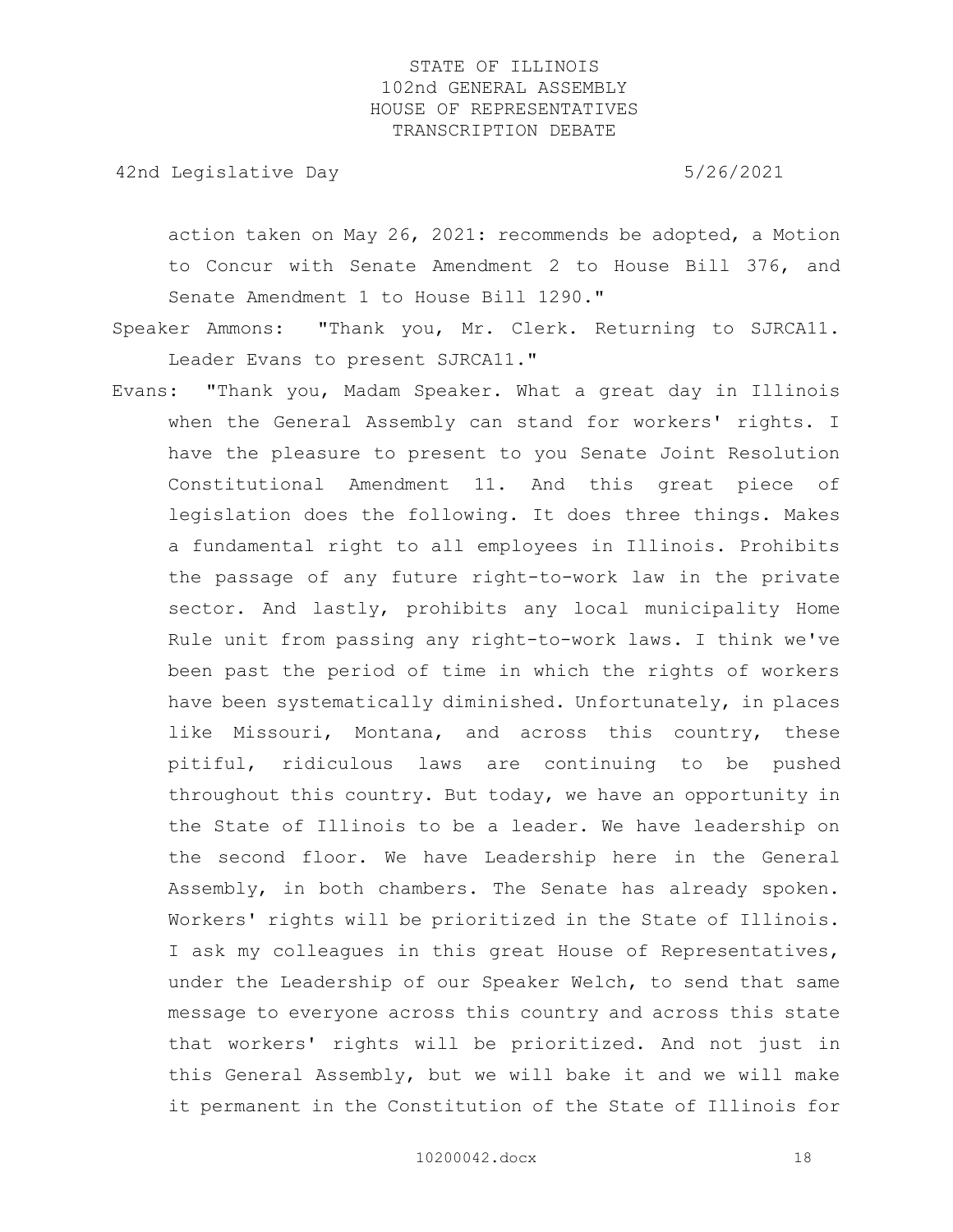action taken on May 26, 2021: recommends be adopted, a Motion to Concur with Senate Amendment 2 to House Bill 376, and Senate Amendment 1 to House Bill 1290."

Speaker Ammons: "Thank you, Mr. Clerk. Returning to SJRCA11. Leader Evans to present SJRCA11."

Evans: "Thank you, Madam Speaker. What a great day in Illinois when the General Assembly can stand for workers' rights. I have the pleasure to present to you Senate Joint Resolution Constitutional Amendment 11. And this great piece of legislation does the following. It does three things. Makes a fundamental right to all employees in Illinois. Prohibits the passage of any future right-to-work law in the private sector. And lastly, prohibits any local municipality Home Rule unit from passing any right-to-work laws. I think we've been past the period of time in which the rights of workers have been systematically diminished. Unfortunately, in places like Missouri, Montana, and across this country, these pitiful, ridiculous laws are continuing to be pushed throughout this country. But today, we have an opportunity in the State of Illinois to be a leader. We have leadership on the second floor. We have Leadership here in the General Assembly, in both chambers. The Senate has already spoken. Workers' rights will be prioritized in the State of Illinois. I ask my colleagues in this great House of Representatives, under the Leadership of our Speaker Welch, to send that same message to everyone across this country and across this state that workers' rights will be prioritized. And not just in this General Assembly, but we will bake it and we will make it permanent in the Constitution of the State of Illinois for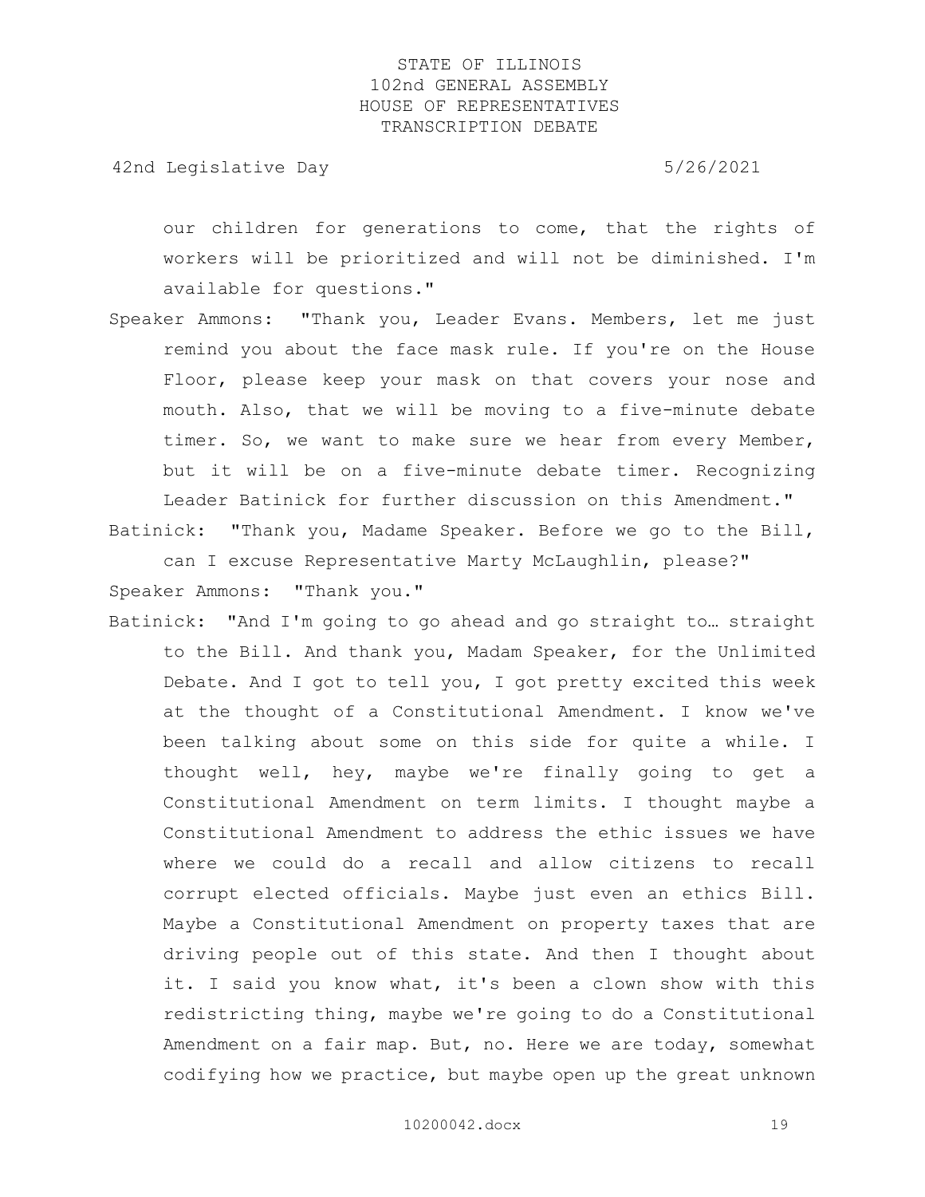our children for generations to come, that the rights of workers will be prioritized and will not be diminished. I'm available for questions."

Speaker Ammons: "Thank you, Leader Evans. Members, let me just remind you about the face mask rule. If you're on the House Floor, please keep your mask on that covers your nose and mouth. Also, that we will be moving to a five-minute debate timer. So, we want to make sure we hear from every Member, but it will be on a five-minute debate timer. Recognizing Leader Batinick for further discussion on this Amendment."

Batinick: "Thank you, Madame Speaker. Before we go to the Bill, can I excuse Representative Marty McLaughlin, please?"

Speaker Ammons: "Thank you."

Batinick: "And I'm going to go ahead and go straight to… straight to the Bill. And thank you, Madam Speaker, for the Unlimited Debate. And I got to tell you, I got pretty excited this week at the thought of a Constitutional Amendment. I know we've been talking about some on this side for quite a while. I thought well, hey, maybe we're finally going to get a Constitutional Amendment on term limits. I thought maybe a Constitutional Amendment to address the ethic issues we have where we could do a recall and allow citizens to recall corrupt elected officials. Maybe just even an ethics Bill. Maybe a Constitutional Amendment on property taxes that are driving people out of this state. And then I thought about it. I said you know what, it's been a clown show with this redistricting thing, maybe we're going to do a Constitutional Amendment on a fair map. But, no. Here we are today, somewhat codifying how we practice, but maybe open up the great unknown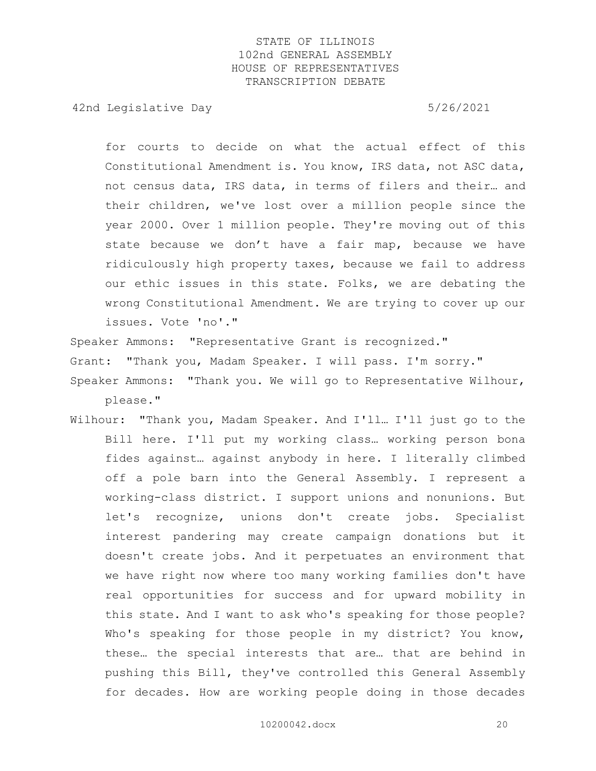for courts to decide on what the actual effect of this Constitutional Amendment is. You know, IRS data, not ASC data, not census data, IRS data, in terms of filers and their… and their children, we've lost over a million people since the year 2000. Over 1 million people. They're moving out of this state because we don't have a fair map, because we have ridiculously high property taxes, because we fail to address our ethic issues in this state. Folks, we are debating the wrong Constitutional Amendment. We are trying to cover up our issues. Vote 'no'."

Speaker Ammons: "Representative Grant is recognized."

Grant: "Thank you, Madam Speaker. I will pass. I'm sorry."

Speaker Ammons: "Thank you. We will go to Representative Wilhour, please."

Wilhour: "Thank you, Madam Speaker. And I'll… I'll just go to the Bill here. I'll put my working class… working person bona fides against… against anybody in here. I literally climbed off a pole barn into the General Assembly. I represent a working-class district. I support unions and nonunions. But let's recognize, unions don't create jobs. Specialist interest pandering may create campaign donations but it doesn't create jobs. And it perpetuates an environment that we have right now where too many working families don't have real opportunities for success and for upward mobility in this state. And I want to ask who's speaking for those people? Who's speaking for those people in my district? You know, these… the special interests that are… that are behind in pushing this Bill, they've controlled this General Assembly for decades. How are working people doing in those decades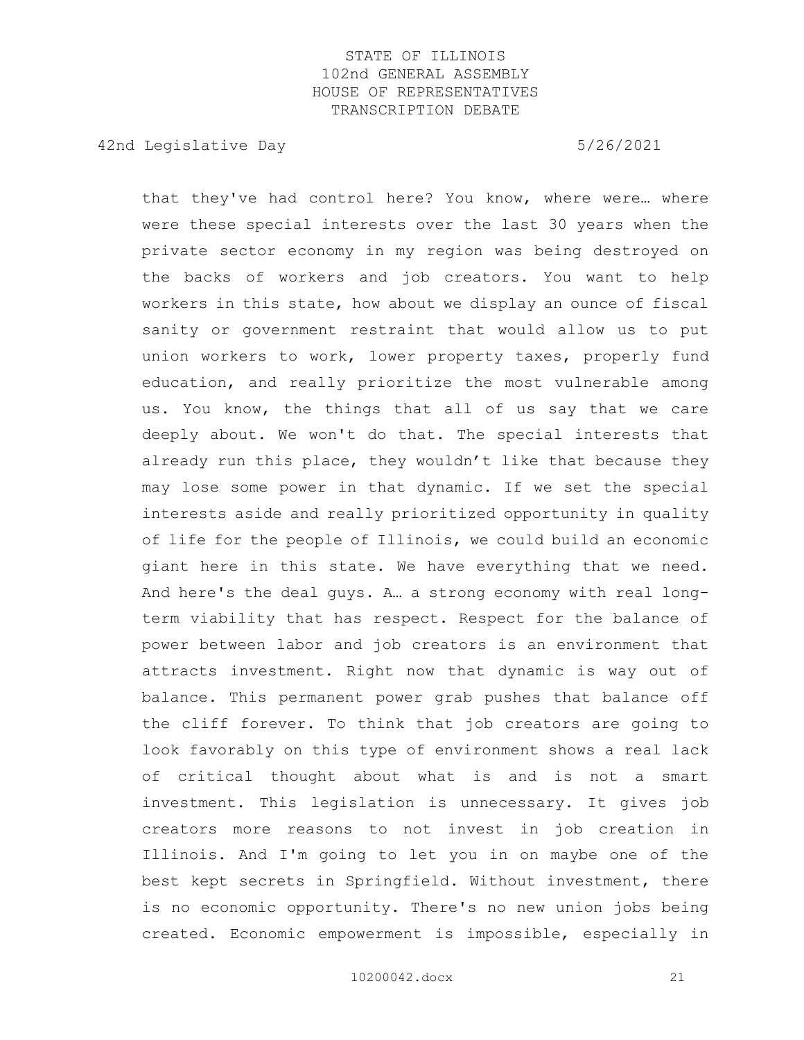that they've had control here? You know, where were… where were these special interests over the last 30 years when the private sector economy in my region was being destroyed on the backs of workers and job creators. You want to help workers in this state, how about we display an ounce of fiscal sanity or government restraint that would allow us to put union workers to work, lower property taxes, properly fund education, and really prioritize the most vulnerable among us. You know, the things that all of us say that we care deeply about. We won't do that. The special interests that already run this place, they wouldn't like that because they may lose some power in that dynamic. If we set the special interests aside and really prioritized opportunity in quality of life for the people of Illinois, we could build an economic giant here in this state. We have everything that we need. And here's the deal guys. A… a strong economy with real long-term viability that has respect. Respect for the balance of power between labor and job creators is an environment that attracts investment. Right now that dynamic is way out of balance. This permanent power grab pushes that balance off the cliff forever. To think that job creators are going to look favorably on this type of environment shows a real lack of critical thought about what is and is not a smart investment. This legislation is unnecessary. It gives job creators more reasons to not invest in job creation in Illinois. And I'm going to let you in on maybe one of the best kept secrets in Springfield. Without investment, there is no economic opportunity. There's no new union jobs being created. Economic empowerment is impossible, especially in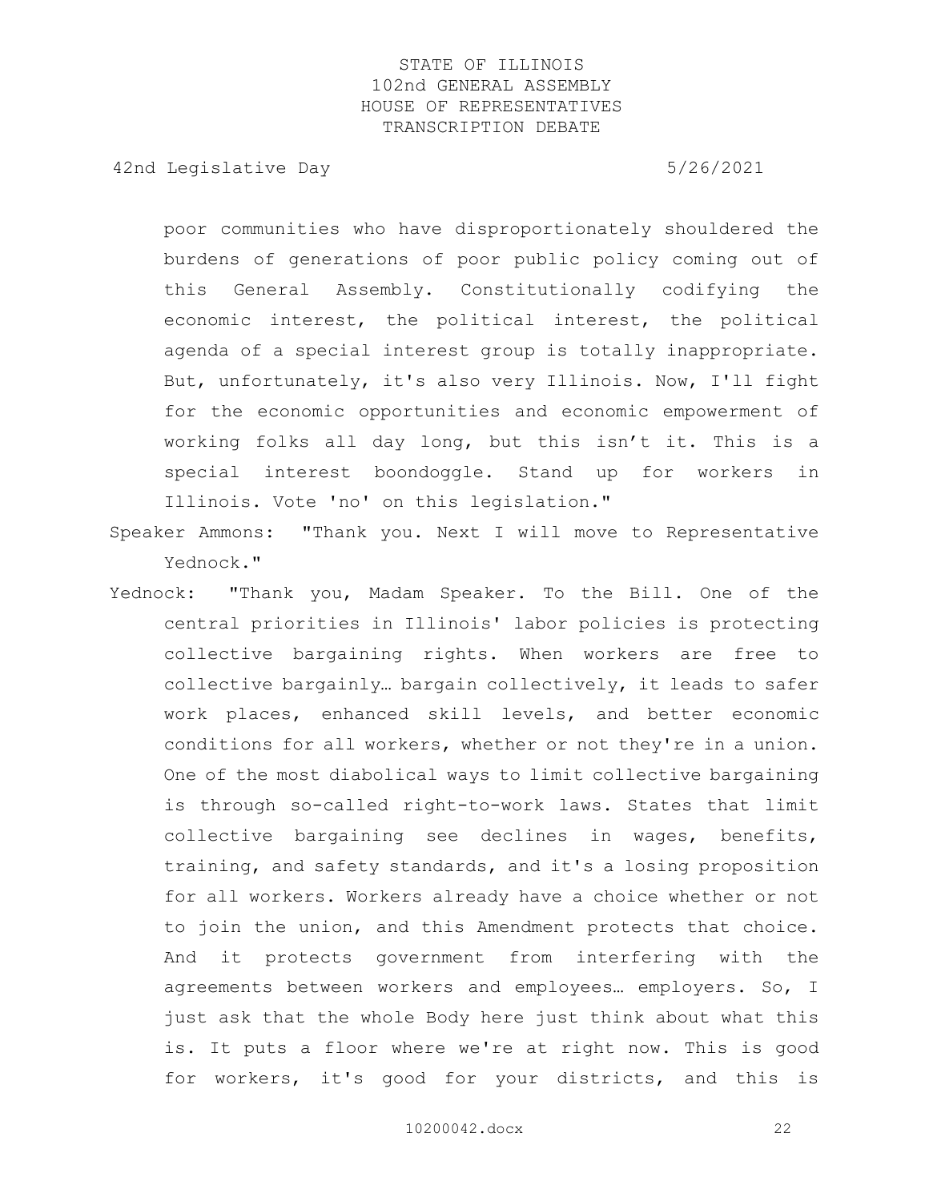poor communities who have disproportionately shouldered the burdens of generations of poor public policy coming out of this General Assembly. Constitutionally codifying the economic interest, the political interest, the political agenda of a special interest group is totally inappropriate. But, unfortunately, it's also very Illinois. Now, I'll fight for the economic opportunities and economic empowerment of working folks all day long, but this isn't it. This is a special interest boondoggle. Stand up for workers in Illinois. Vote 'no' on this legislation."

Speaker Ammons: "Thank you. Next I will move to Representative Yednock."

Yednock: "Thank you, Madam Speaker. To the Bill. One of the central priorities in Illinois' labor policies is protecting collective bargaining rights. When workers are free to collective bargainly… bargain collectively, it leads to safer work places, enhanced skill levels, and better economic conditions for all workers, whether or not they're in a union. One of the most diabolical ways to limit collective bargaining is through so-called right-to-work laws. States that limit collective bargaining see declines in wages, benefits, training, and safety standards, and it's a losing proposition for all workers. Workers already have a choice whether or not to join the union, and this Amendment protects that choice. And it protects government from interfering with the agreements between workers and employees… employers. So, I just ask that the whole Body here just think about what this is. It puts a floor where we're at right now. This is good for workers, it's good for your districts, and this is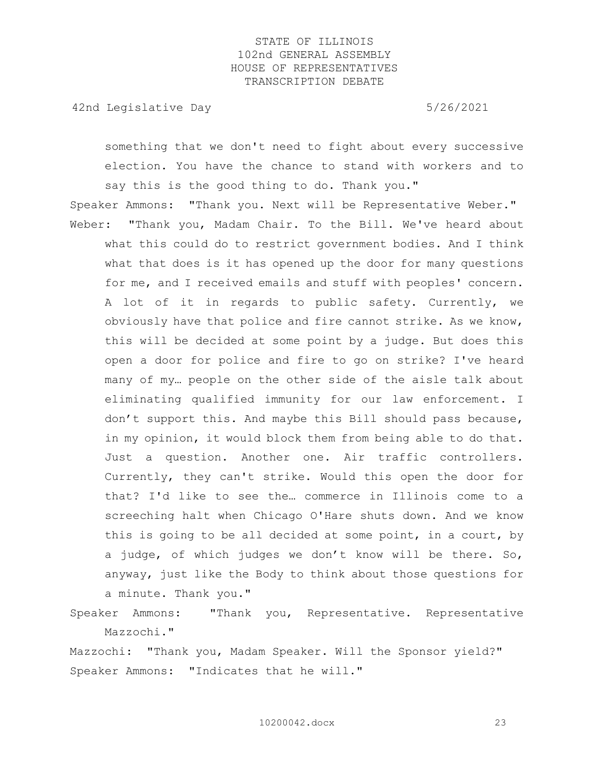something that we don't need to fight about every successive election. You have the chance to stand with workers and to say this is the good thing to do. Thank you."

Speaker Ammons: "Thank you. Next will be Representative Weber."

Weber: "Thank you, Madam Chair. To the Bill. We've heard about what this could do to restrict government bodies. And I think what that does is it has opened up the door for many questions for me, and I received emails and stuff with peoples' concern. A lot of it in regards to public safety. Currently, we obviously have that police and fire cannot strike. As we know, this will be decided at some point by a judge. But does this open a door for police and fire to go on strike? I've heard many of my… people on the other side of the aisle talk about eliminating qualified immunity for our law enforcement. I don't support this. And maybe this Bill should pass because, in my opinion, it would block them from being able to do that. Just a question. Another one. Air traffic controllers. Currently, they can't strike. Would this open the door for that? I'd like to see the… commerce in Illinois come to a screeching halt when Chicago O'Hare shuts down. And we know this is going to be all decided at some point, in a court, by a judge, of which judges we don't know will be there. So, anyway, just like the Body to think about those questions for a minute. Thank you."

Speaker Ammons: "Thank you, Representative. Representative Mazzochi."

Mazzochi: "Thank you, Madam Speaker. Will the Sponsor yield?"

Speaker Ammons: "Indicates that he will."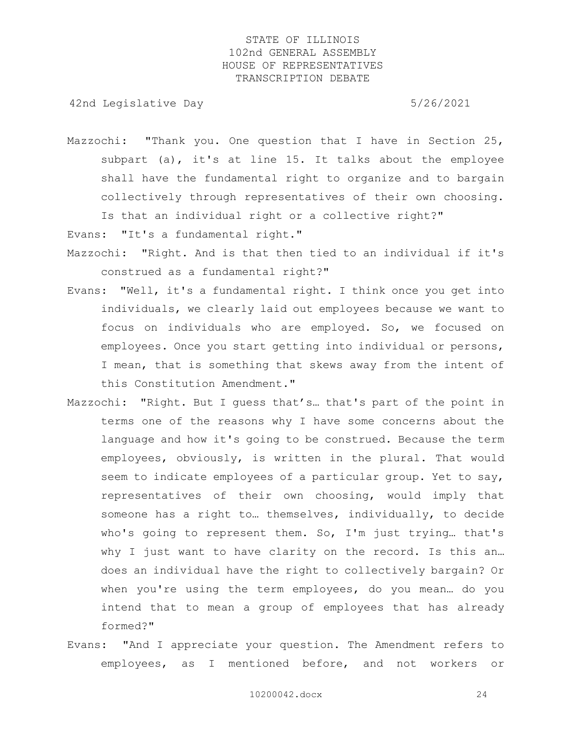Mazzochi: "Thank you. One question that I have in Section 25, subpart (a), it's at line 15. It talks about the employee shall have the fundamental right to organize and to bargain collectively through representatives of their own choosing. Is that an individual right or a collective right?"

Evans: "It's a fundamental right."

Mazzochi: "Right. And is that then tied to an individual if it's construed as a fundamental right?"

Evans: "Well, it's a fundamental right. I think once you get into individuals, we clearly laid out employees because we want to focus on individuals who are employed. So, we focused on employees. Once you start getting into individual or persons, I mean, that is something that skews away from the intent of this Constitution Amendment."

Mazzochi: "Right. But I guess that's… that's part of the point in terms one of the reasons why I have some concerns about the language and how it's going to be construed. Because the term employees, obviously, is written in the plural. That would seem to indicate employees of a particular group. Yet to say, representatives of their own choosing, would imply that someone has a right to… themselves, individually, to decide who's going to represent them. So, I'm just trying… that's why I just want to have clarity on the record. Is this an… does an individual have the right to collectively bargain? Or when you're using the term employees, do you mean… do you intend that to mean a group of employees that has already formed?"

Evans: "And I appreciate your question. The Amendment refers to employees, as I mentioned before, and not workers or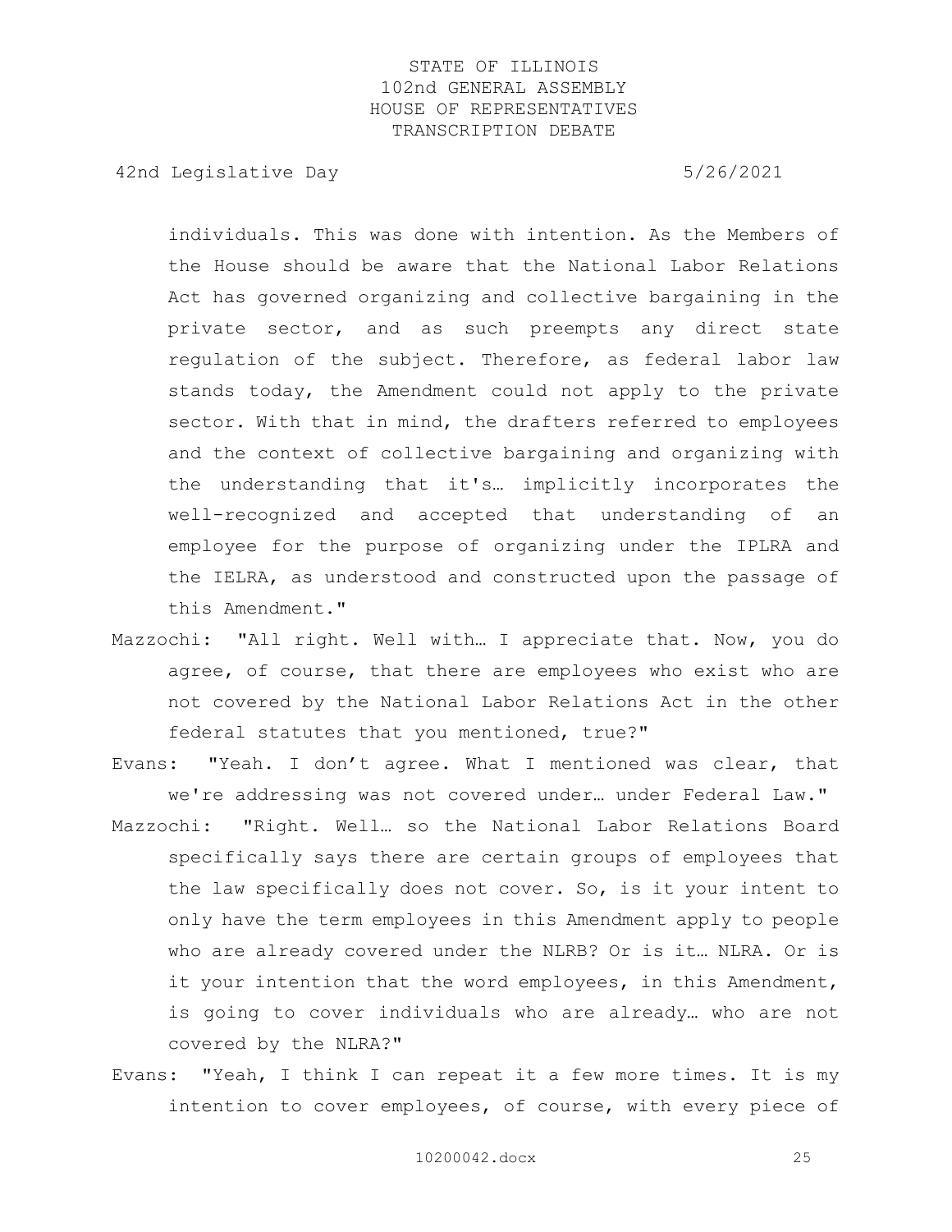individuals. This was done with intention. As the Members of the House should be aware that the National Labor Relations Act has governed organizing and collective bargaining in the private sector, and as such preempts any direct state regulation of the subject. Therefore, as federal labor law stands today, the Amendment could not apply to the private sector. With that in mind, the drafters referred to employees and the context of collective bargaining and organizing with the understanding that it's… implicitly incorporates the well-recognized and accepted that understanding of an employee for the purpose of organizing under the IPLRA and the IELRA, as understood and constructed upon the passage of this Amendment."

Mazzochi: "All right. Well with… I appreciate that. Now, you do agree, of course, that there are employees who exist who are not covered by the National Labor Relations Act in the other federal statutes that you mentioned, true?"

Evans: "Yeah. I don't agree. What I mentioned was clear, that we're addressing was not covered under… under Federal Law."

Mazzochi: "Right. Well… so the National Labor Relations Board specifically says there are certain groups of employees that the law specifically does not cover. So, is it your intent to only have the term employees in this Amendment apply to people who are already covered under the NLRB? Or is it… NLRA. Or is it your intention that the word employees, in this Amendment, is going to cover individuals who are already… who are not covered by the NLRA?"

Evans: "Yeah, I think I can repeat it a few more times. It is my intention to cover employees, of course, with every piece of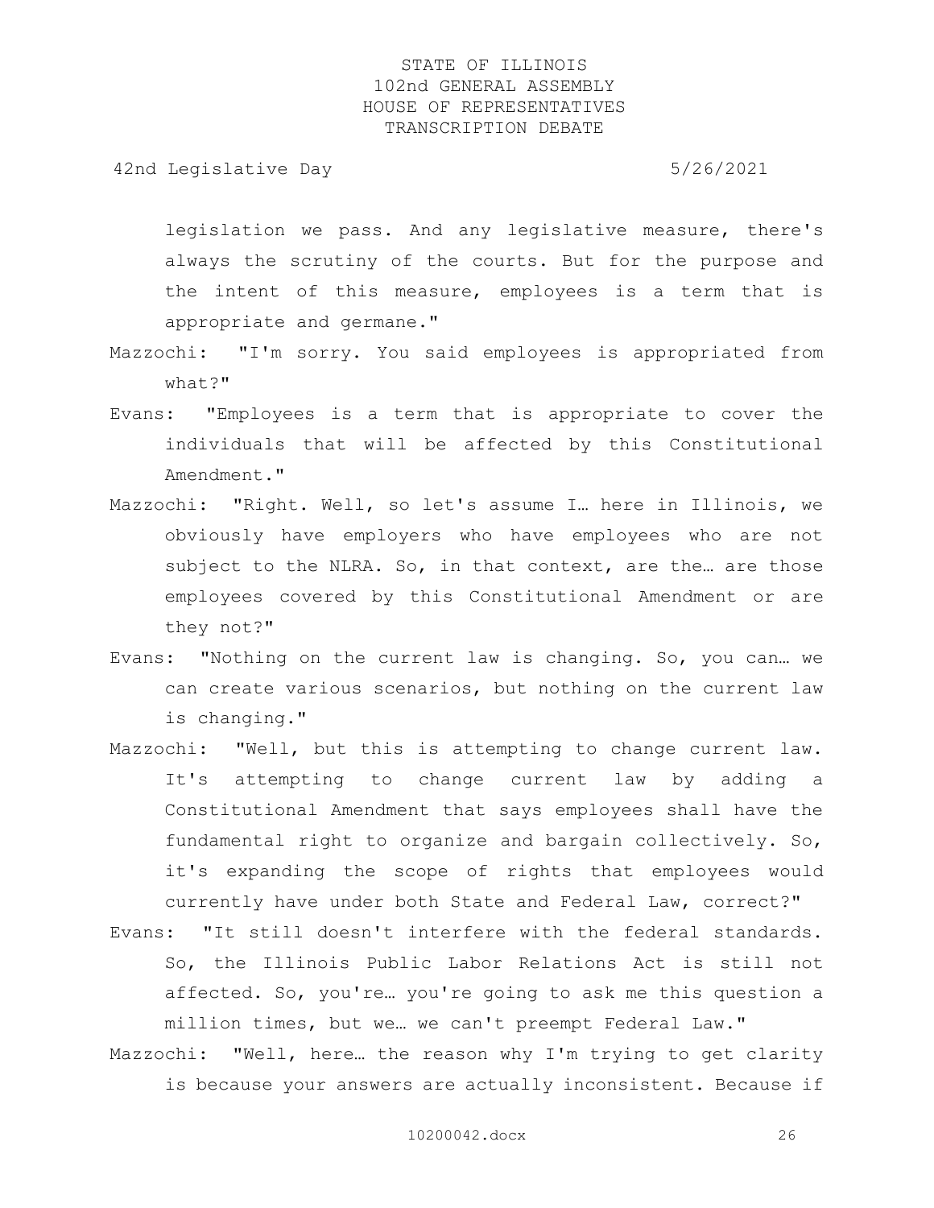legislation we pass. And any legislative measure, there's always the scrutiny of the courts. But for the purpose and the intent of this measure, employees is a term that is appropriate and germane."

Mazzochi: "I'm sorry. You said employees is appropriated from what?"

Evans: "Employees is a term that is appropriate to cover the individuals that will be affected by this Constitutional Amendment."

Mazzochi: "Right. Well, so let's assume I… here in Illinois, we obviously have employers who have employees who are not subject to the NLRA. So, in that context, are the… are those employees covered by this Constitutional Amendment or are they not?"

Evans: "Nothing on the current law is changing. So, you can… we can create various scenarios, but nothing on the current law is changing."

Mazzochi: "Well, but this is attempting to change current law. It's attempting to change current law by adding a Constitutional Amendment that says employees shall have the fundamental right to organize and bargain collectively. So, it's expanding the scope of rights that employees would currently have under both State and Federal Law, correct?"

Evans: "It still doesn't interfere with the federal standards. So, the Illinois Public Labor Relations Act is still not affected. So, you're… you're going to ask me this question a million times, but we… we can't preempt Federal Law."

Mazzochi: "Well, here… the reason why I'm trying to get clarity is because your answers are actually inconsistent. Because if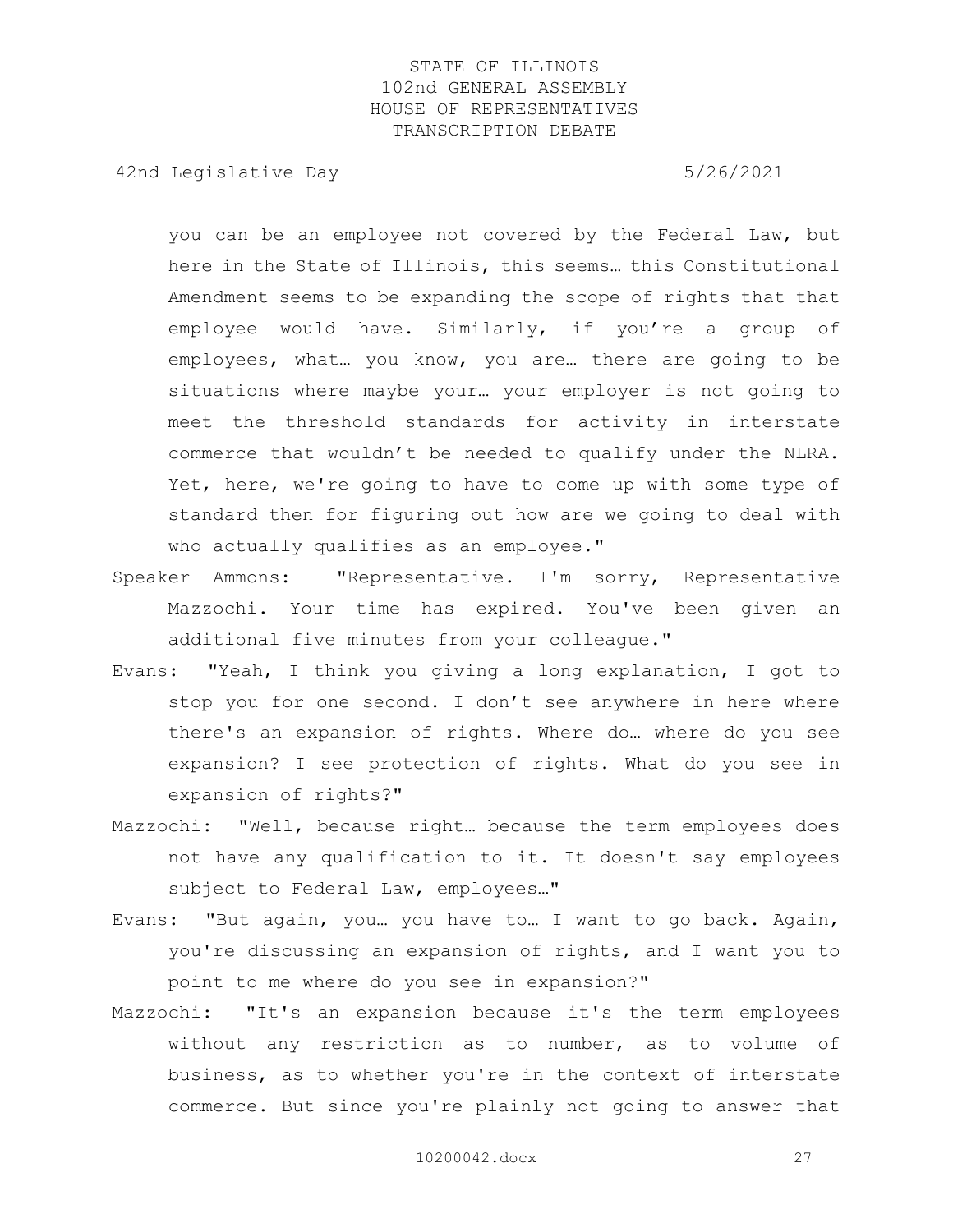you can be an employee not covered by the Federal Law, but here in the State of Illinois, this seems… this Constitutional Amendment seems to be expanding the scope of rights that that employee would have. Similarly, if you're a group of employees, what… you know, you are… there are going to be situations where maybe your… your employer is not going to meet the threshold standards for activity in interstate commerce that wouldn't be needed to qualify under the NLRA. Yet, here, we're going to have to come up with some type of standard then for figuring out how are we going to deal with who actually qualifies as an employee."

Speaker Ammons: "Representative. I'm sorry, Representative Mazzochi. Your time has expired. You've been given an additional five minutes from your colleague."

Evans: "Yeah, I think you giving a long explanation, I got to stop you for one second. I don't see anywhere in here where there's an expansion of rights. Where do… where do you see expansion? I see protection of rights. What do you see in expansion of rights?"

Mazzochi: "Well, because right… because the term employees does not have any qualification to it. It doesn't say employees subject to Federal Law, employees…"

Evans: "But again, you… you have to… I want to go back. Again, you're discussing an expansion of rights, and I want you to point to me where do you see in expansion?"

Mazzochi: "It's an expansion because it's the term employees without any restriction as to number, as to volume of business, as to whether you're in the context of interstate commerce. But since you're plainly not going to answer that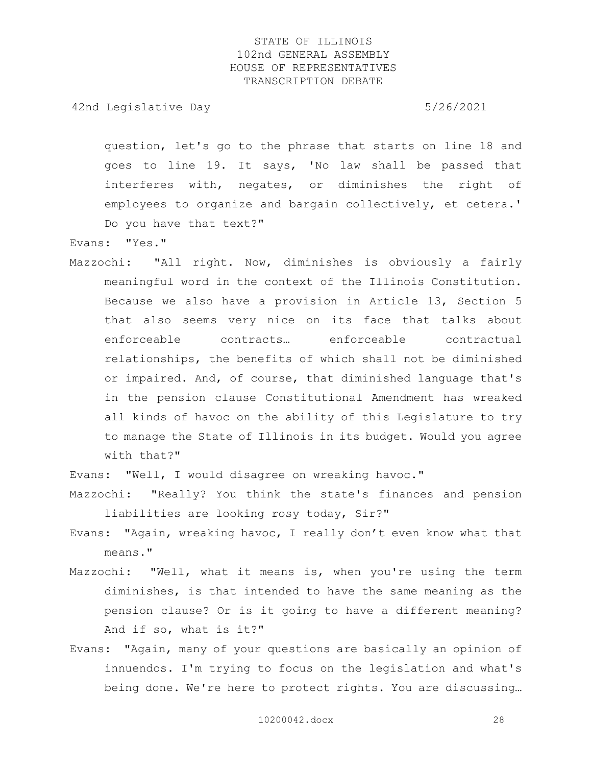question, let's go to the phrase that starts on line 18 and goes to line 19. It says, 'No law shall be passed that interferes with, negates, or diminishes the right of employees to organize and bargain collectively, et cetera.' Do you have that text?"

Evans: "Yes."

Mazzochi: "All right. Now, diminishes is obviously a fairly meaningful word in the context of the Illinois Constitution. Because we also have a provision in Article 13, Section 5 that also seems very nice on its face that talks about enforceable contracts… enforceable contractual relationships, the benefits of which shall not be diminished or impaired. And, of course, that diminished language that's in the pension clause Constitutional Amendment has wreaked all kinds of havoc on the ability of this Legislature to try to manage the State of Illinois in its budget. Would you agree with that?"

Evans: "Well, I would disagree on wreaking havoc."

Mazzochi: "Really? You think the state's finances and pension liabilities are looking rosy today, Sir?"

Evans: "Again, wreaking havoc, I really don't even know what that means."

Mazzochi: "Well, what it means is, when you're using the term diminishes, is that intended to have the same meaning as the pension clause? Or is it going to have a different meaning? And if so, what is it?"

Evans: "Again, many of your questions are basically an opinion of innuendos. I'm trying to focus on the legislation and what's being done. We're here to protect rights. You are discussing…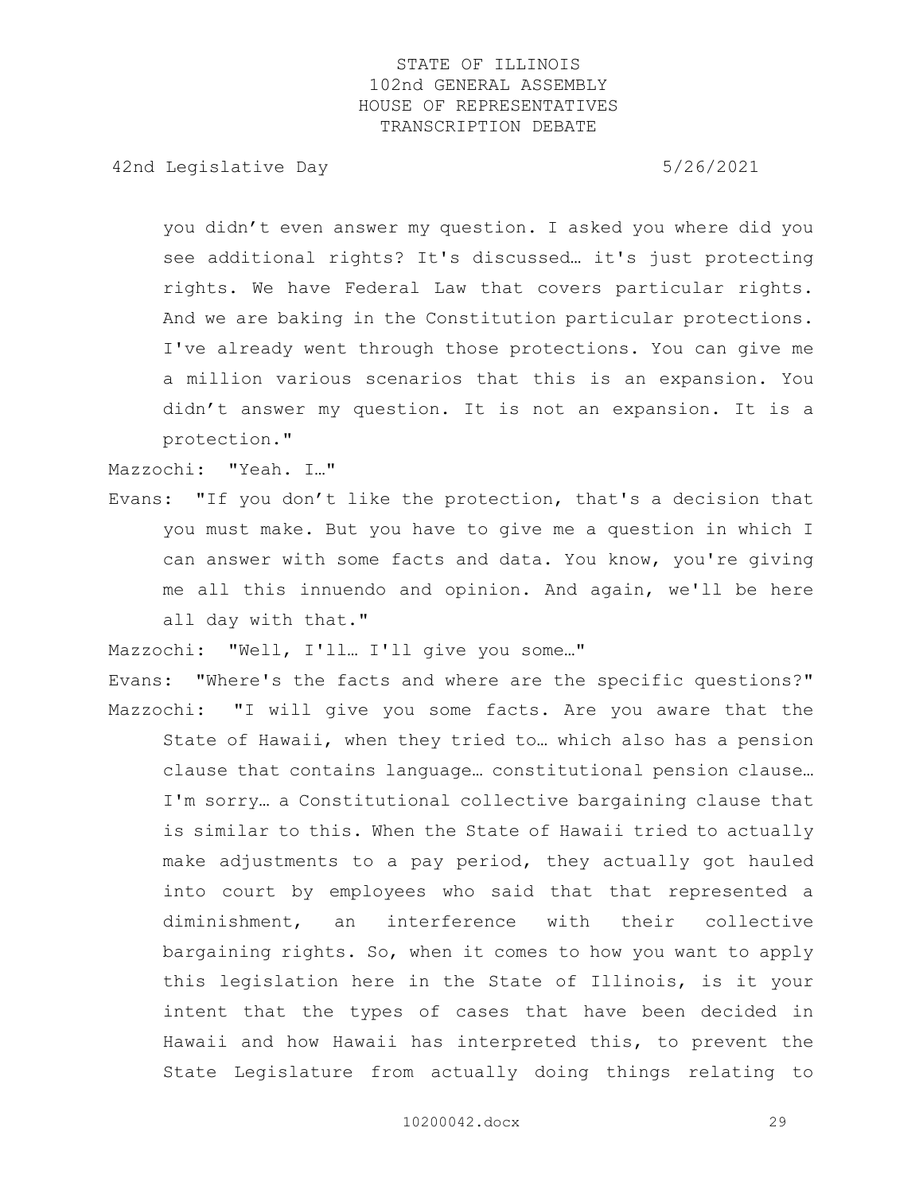you didn’t even answer my question. I asked you where did you see additional rights? It's discussed… it's just protecting rights. We have Federal Law that covers particular rights. And we are baking in the Constitution particular protections. I've already went through those protections. You can give me a million various scenarios that this is an expansion. You didn’t answer my question. It is not an expansion. It is a protection."

Mazzochi: "Yeah. I…"

Evans: "If you don’t like the protection, that's a decision that you must make. But you have to give me a question in which I can answer with some facts and data. You know, you're giving me all this innuendo and opinion. And again, we'll be here all day with that."

Mazzochi: "Well, I'll… I'll give you some…"

Evans: "Where's the facts and where are the specific questions?"

Mazzochi: "I will give you some facts. Are you aware that the State of Hawaii, when they tried to… which also has a pension clause that contains language… constitutional pension clause… I'm sorry… a Constitutional collective bargaining clause that is similar to this. When the State of Hawaii tried to actually make adjustments to a pay period, they actually got hauled into court by employees who said that that represented a diminishment, an interference with their collective bargaining rights. So, when it comes to how you want to apply this legislation here in the State of Illinois, is it your intent that the types of cases that have been decided in Hawaii and how Hawaii has interpreted this, to prevent the State Legislature from actually doing things relating to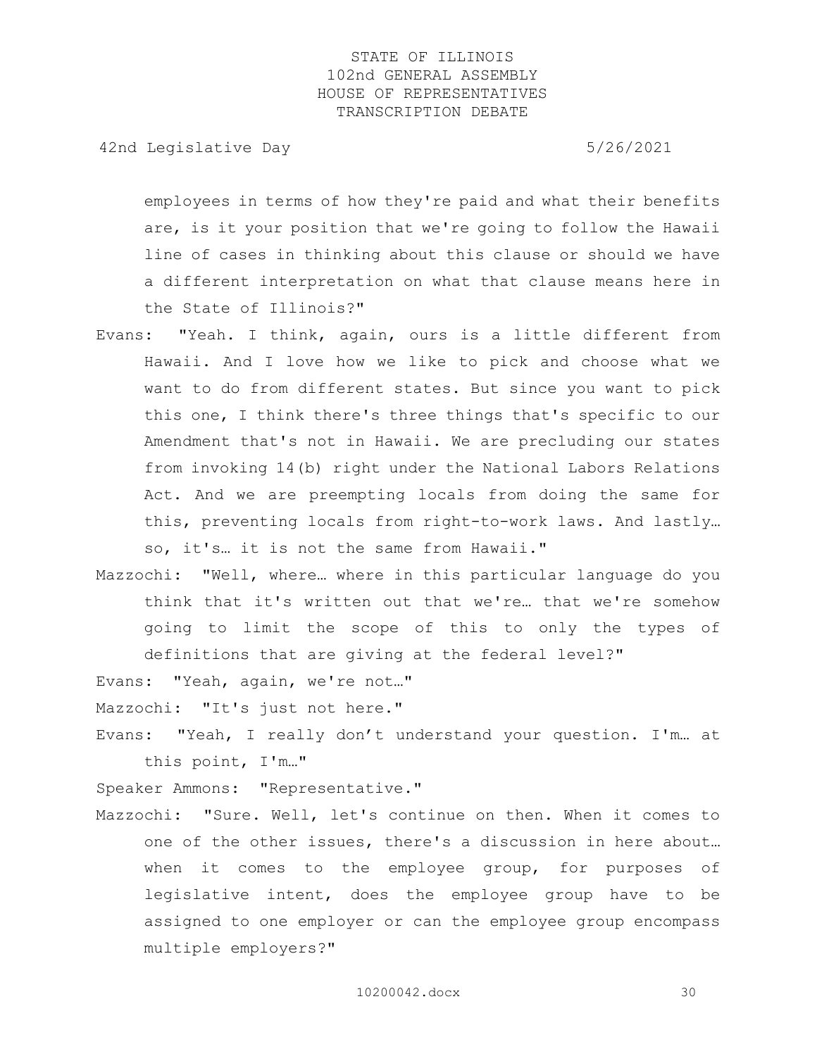employees in terms of how they're paid and what their benefits are, is it your position that we're going to follow the Hawaii line of cases in thinking about this clause or should we have a different interpretation on what that clause means here in the State of Illinois?"

Evans: "Yeah. I think, again, ours is a little different from Hawaii. And I love how we like to pick and choose what we want to do from different states. But since you want to pick this one, I think there's three things that's specific to our Amendment that's not in Hawaii. We are precluding our states from invoking 14(b) right under the National Labors Relations Act. And we are preempting locals from doing the same for this, preventing locals from right-to-work laws. And lastly… so, it's… it is not the same from Hawaii."

Mazzochi: "Well, where… where in this particular language do you think that it's written out that we're… that we're somehow going to limit the scope of this to only the types of definitions that are giving at the federal level?"

Evans: "Yeah, again, we're not…"

Mazzochi: "It's just not here."

Evans: "Yeah, I really don't understand your question. I'm… at this point, I'm…"

Speaker Ammons: "Representative."

Mazzochi: "Sure. Well, let's continue on then. When it comes to one of the other issues, there's a discussion in here about… when it comes to the employee group, for purposes of legislative intent, does the employee group have to be assigned to one employer or can the employee group encompass multiple employers?"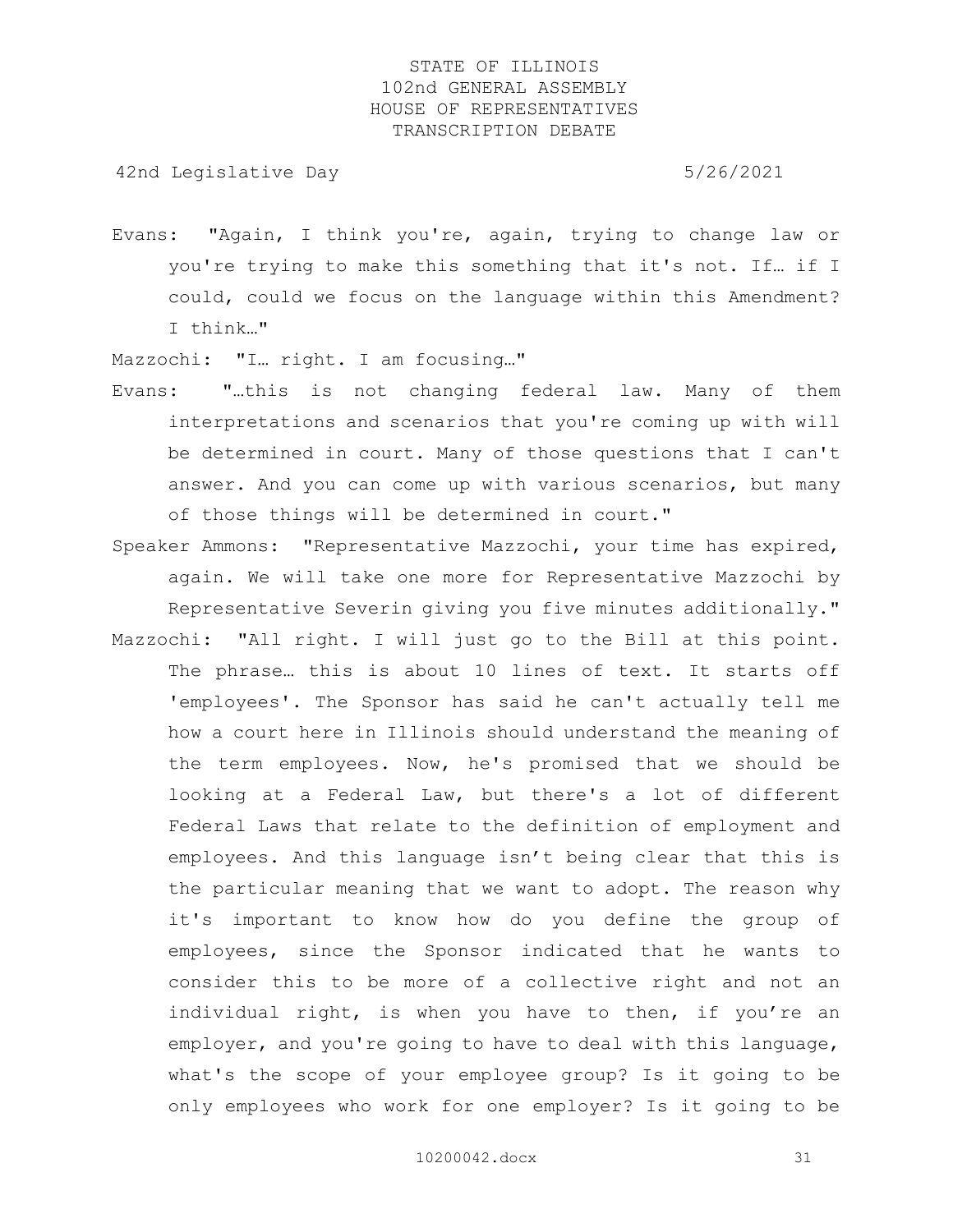Evans: "Again, I think you're, again, trying to change law or you're trying to make this something that it's not. If… if I could, could we focus on the language within this Amendment? I think…"

Mazzochi: "I… right. I am focusing…"

Evans: "…this is not changing federal law. Many of them interpretations and scenarios that you're coming up with will be determined in court. Many of those questions that I can't answer. And you can come up with various scenarios, but many of those things will be determined in court."

Speaker Ammons: "Representative Mazzochi, your time has expired, again. We will take one more for Representative Mazzochi by Representative Severin giving you five minutes additionally."

Mazzochi: "All right. I will just go to the Bill at this point. The phrase… this is about 10 lines of text. It starts off 'employees'. The Sponsor has said he can't actually tell me how a court here in Illinois should understand the meaning of the term employees. Now, he's promised that we should be looking at a Federal Law, but there's a lot of different Federal Laws that relate to the definition of employment and employees. And this language isn't being clear that this is the particular meaning that we want to adopt. The reason why it's important to know how do you define the group of employees, since the Sponsor indicated that he wants to consider this to be more of a collective right and not an individual right, is when you have to then, if you're an employer, and you're going to have to deal with this language, what's the scope of your employee group? Is it going to be only employees who work for one employer? Is it going to be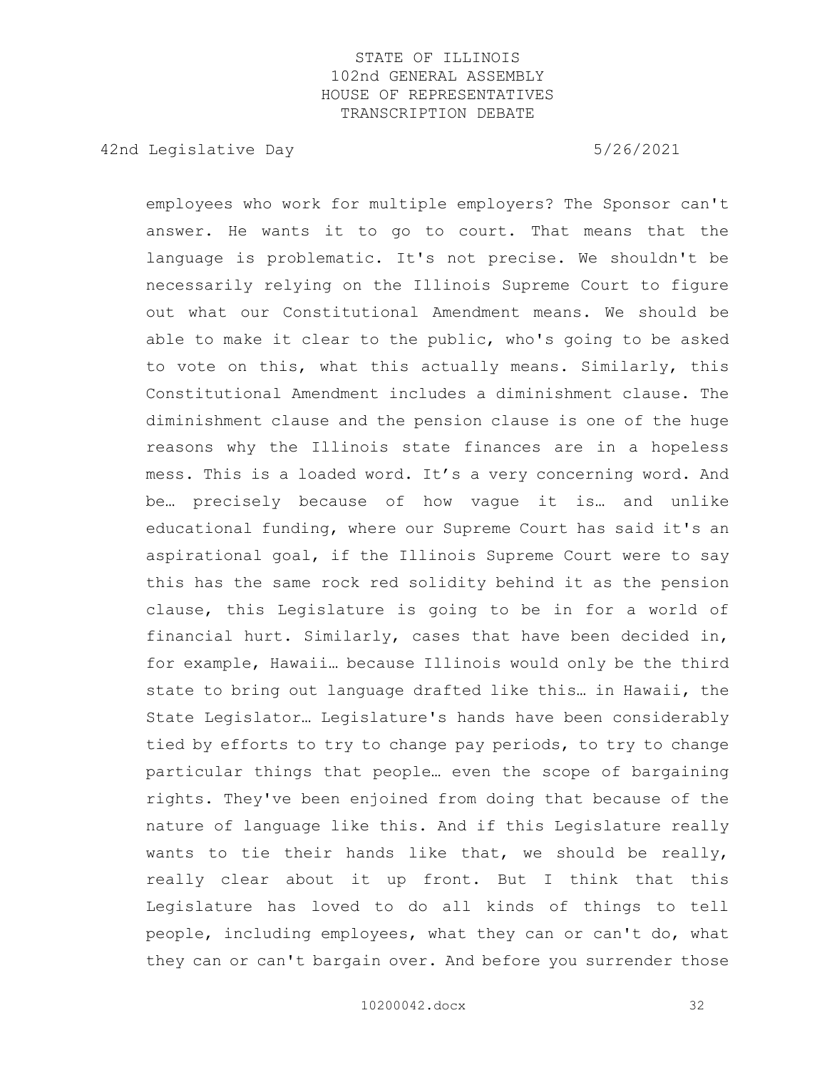employees who work for multiple employers? The Sponsor can't answer. He wants it to go to court. That means that the language is problematic. It's not precise. We shouldn't be necessarily relying on the Illinois Supreme Court to figure out what our Constitutional Amendment means. We should be able to make it clear to the public, who's going to be asked to vote on this, what this actually means. Similarly, this Constitutional Amendment includes a diminishment clause. The diminishment clause and the pension clause is one of the huge reasons why the Illinois state finances are in a hopeless mess. This is a loaded word. It's a very concerning word. And be… precisely because of how vague it is… and unlike educational funding, where our Supreme Court has said it's an aspirational goal, if the Illinois Supreme Court were to say this has the same rock red solidity behind it as the pension clause, this Legislature is going to be in for a world of financial hurt. Similarly, cases that have been decided in, for example, Hawaii… because Illinois would only be the third state to bring out language drafted like this… in Hawaii, the State Legislator… Legislature's hands have been considerably tied by efforts to try to change pay periods, to try to change particular things that people… even the scope of bargaining rights. They've been enjoined from doing that because of the nature of language like this. And if this Legislature really wants to tie their hands like that, we should be really, really clear about it up front. But I think that this Legislature has loved to do all kinds of things to tell people, including employees, what they can or can't do, what they can or can't bargain over. And before you surrender those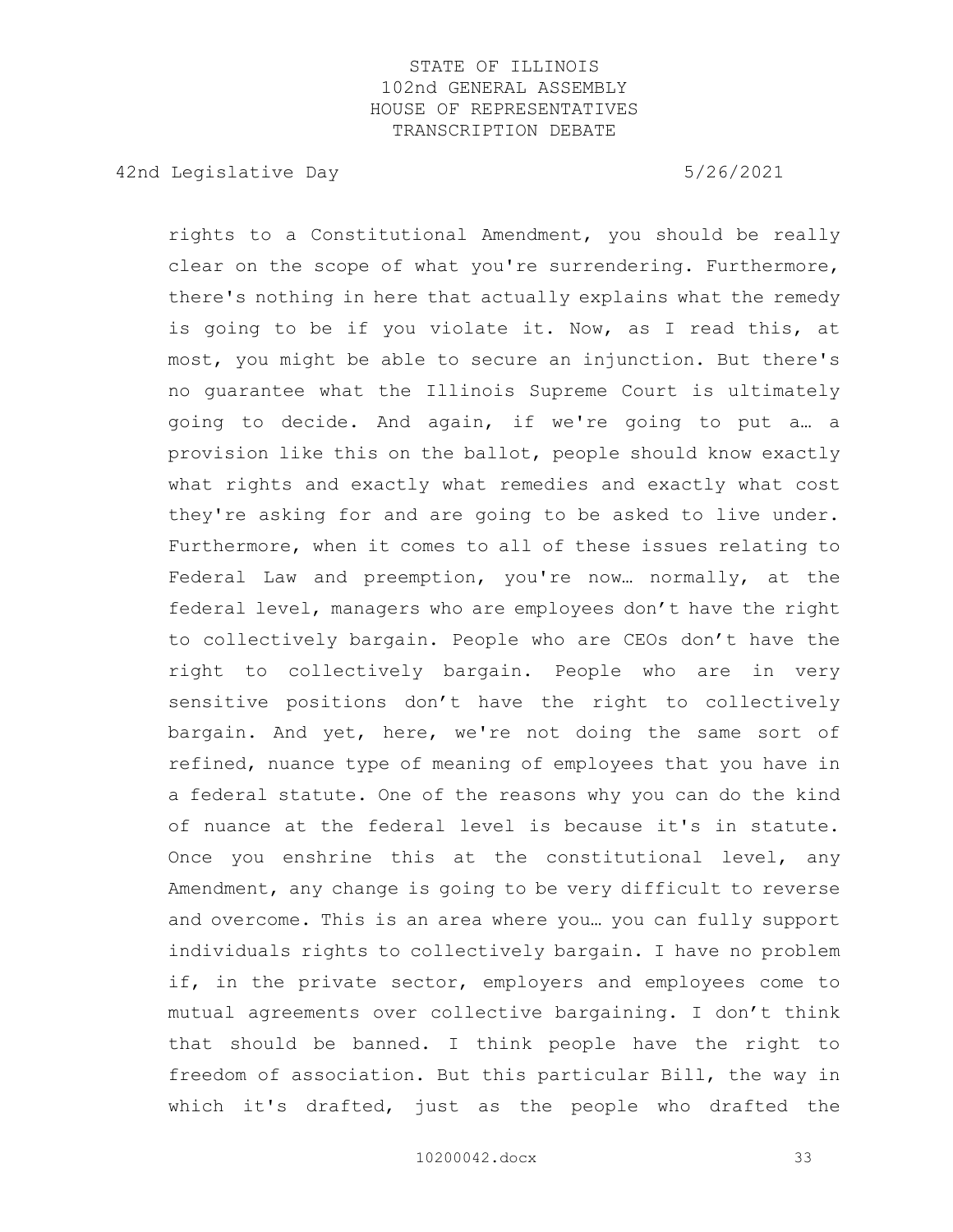rights to a Constitutional Amendment, you should be really clear on the scope of what you're surrendering. Furthermore, there's nothing in here that actually explains what the remedy is going to be if you violate it. Now, as I read this, at most, you might be able to secure an injunction. But there's no guarantee what the Illinois Supreme Court is ultimately going to decide. And again, if we're going to put a… a provision like this on the ballot, people should know exactly what rights and exactly what remedies and exactly what cost they're asking for and are going to be asked to live under. Furthermore, when it comes to all of these issues relating to Federal Law and preemption, you're now… normally, at the federal level, managers who are employees don't have the right to collectively bargain. People who are CEOs don't have the right to collectively bargain. People who are in very sensitive positions don't have the right to collectively bargain. And yet, here, we're not doing the same sort of refined, nuance type of meaning of employees that you have in a federal statute. One of the reasons why you can do the kind of nuance at the federal level is because it's in statute. Once you enshrine this at the constitutional level, any Amendment, any change is going to be very difficult to reverse and overcome. This is an area where you… you can fully support individuals rights to collectively bargain. I have no problem if, in the private sector, employers and employees come to mutual agreements over collective bargaining. I don't think that should be banned. I think people have the right to freedom of association. But this particular Bill, the way in which it's drafted, just as the people who drafted the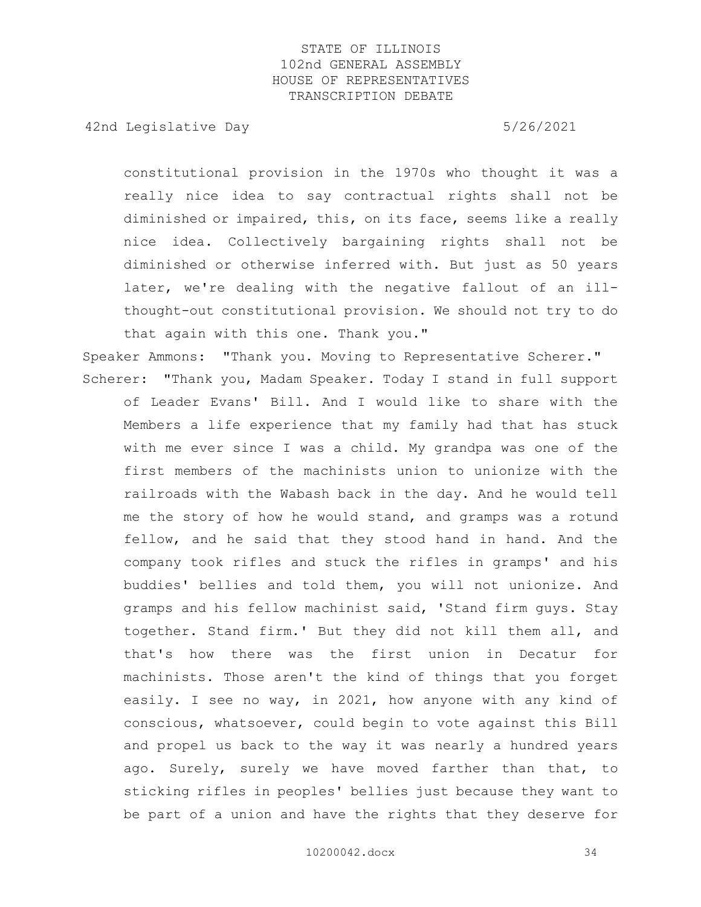constitutional provision in the 1970s who thought it was a really nice idea to say contractual rights shall not be diminished or impaired, this, on its face, seems like a really nice idea. Collectively bargaining rights shall not be diminished or otherwise inferred with. But just as 50 years later, we're dealing with the negative fallout of an ill-thought-out constitutional provision. We should not try to do that again with this one. Thank you."

Speaker Ammons: "Thank you. Moving to Representative Scherer."

Scherer: "Thank you, Madam Speaker. Today I stand in full support of Leader Evans' Bill. And I would like to share with the Members a life experience that my family had that has stuck with me ever since I was a child. My grandpa was one of the first members of the machinists union to unionize with the railroads with the Wabash back in the day. And he would tell me the story of how he would stand, and gramps was a rotund fellow, and he said that they stood hand in hand. And the company took rifles and stuck the rifles in gramps' and his buddies' bellies and told them, you will not unionize. And gramps and his fellow machinist said, 'Stand firm guys. Stay together. Stand firm.' But they did not kill them all, and that's how there was the first union in Decatur for machinists. Those aren't the kind of things that you forget easily. I see no way, in 2021, how anyone with any kind of conscious, whatsoever, could begin to vote against this Bill and propel us back to the way it was nearly a hundred years ago. Surely, surely we have moved farther than that, to sticking rifles in peoples' bellies just because they want to be part of a union and have the rights that they deserve for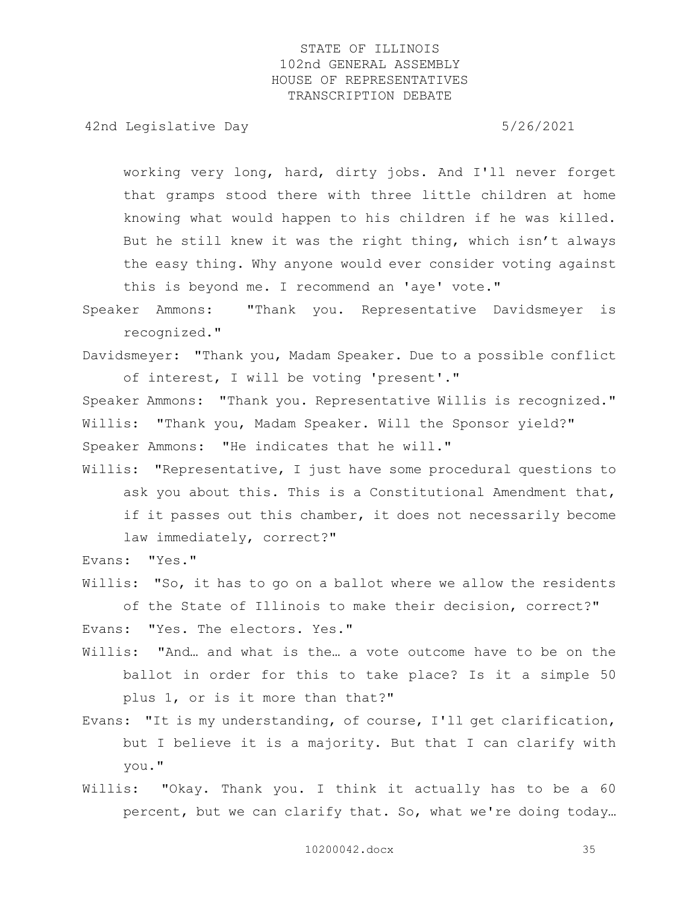working very long, hard, dirty jobs. And I'll never forget that gramps stood there with three little children at home knowing what would happen to his children if he was killed. But he still knew it was the right thing, which isn't always the easy thing. Why anyone would ever consider voting against this is beyond me. I recommend an 'aye' vote."

Speaker Ammons: "Thank you. Representative Davidsmeyer is recognized."

Davidsmeyer: "Thank you, Madam Speaker. Due to a possible conflict of interest, I will be voting 'present'."

Speaker Ammons: "Thank you. Representative Willis is recognized."

Willis: "Thank you, Madam Speaker. Will the Sponsor yield?"

Speaker Ammons: "He indicates that he will."

Willis: "Representative, I just have some procedural questions to ask you about this. This is a Constitutional Amendment that, if it passes out this chamber, it does not necessarily become law immediately, correct?"

Evans: "Yes."

Willis: "So, it has to go on a ballot where we allow the residents of the State of Illinois to make their decision, correct?"

Evans: "Yes. The electors. Yes."

Willis: "And… and what is the… a vote outcome have to be on the ballot in order for this to take place? Is it a simple 50 plus 1, or is it more than that?"

Evans: "It is my understanding, of course, I'll get clarification, but I believe it is a majority. But that I can clarify with you."

Willis: "Okay. Thank you. I think it actually has to be a 60 percent, but we can clarify that. So, what we're doing today…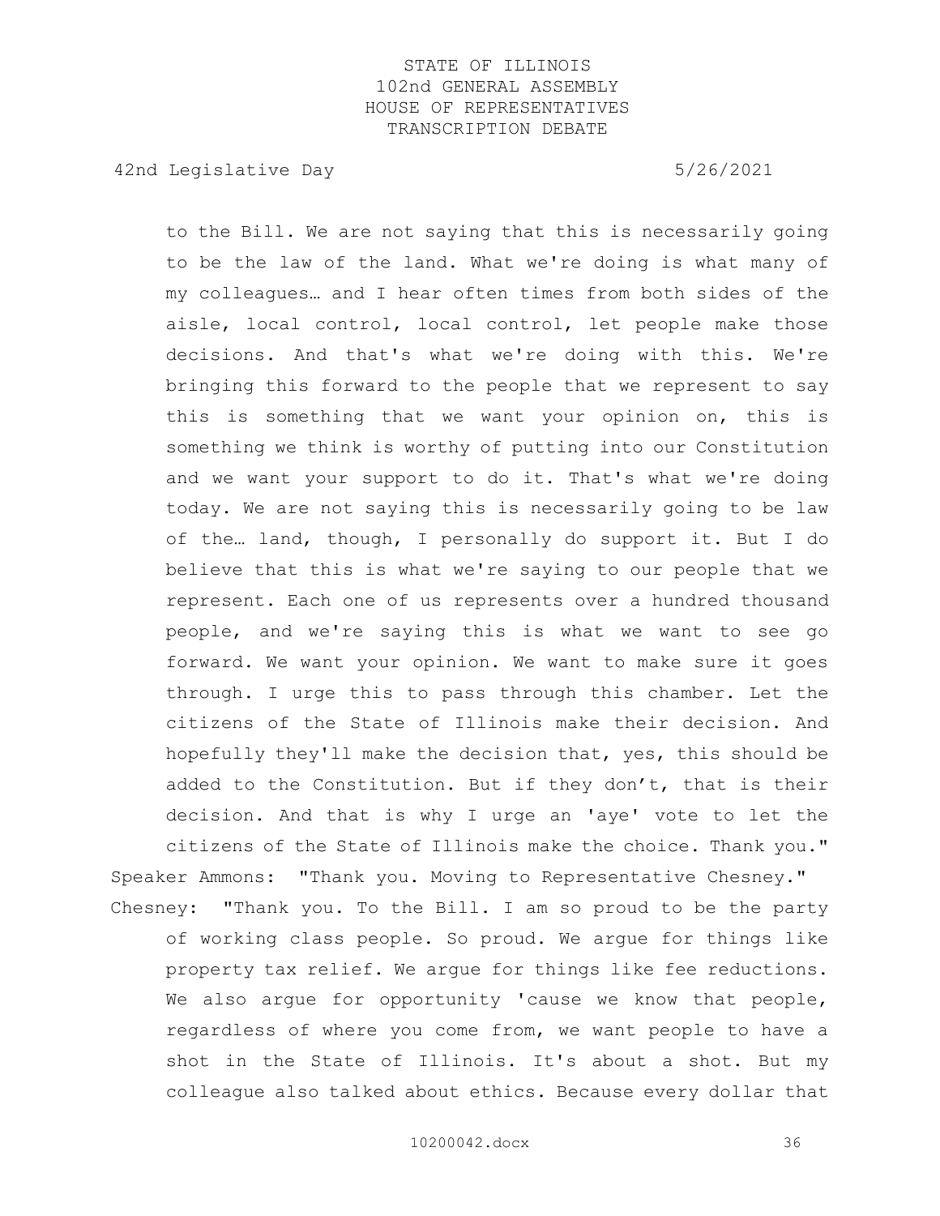to the Bill. We are not saying that this is necessarily going to be the law of the land. What we're doing is what many of my colleagues… and I hear often times from both sides of the aisle, local control, local control, let people make those decisions. And that's what we're doing with this. We're bringing this forward to the people that we represent to say this is something that we want your opinion on, this is something we think is worthy of putting into our Constitution and we want your support to do it. That's what we're doing today. We are not saying this is necessarily going to be law of the… land, though, I personally do support it. But I do believe that this is what we're saying to our people that we represent. Each one of us represents over a hundred thousand people, and we're saying this is what we want to see go forward. We want your opinion. We want to make sure it goes through. I urge this to pass through this chamber. Let the citizens of the State of Illinois make their decision. And hopefully they'll make the decision that, yes, this should be added to the Constitution. But if they don't, that is their decision. And that is why I urge an 'aye' vote to let the citizens of the State of Illinois make the choice. Thank you."

Speaker Ammons: "Thank you. Moving to Representative Chesney."

Chesney: "Thank you. To the Bill. I am so proud to be the party of working class people. So proud. We argue for things like property tax relief. We argue for things like fee reductions. We also argue for opportunity 'cause we know that people, regardless of where you come from, we want people to have a shot in the State of Illinois. It's about a shot. But my colleague also talked about ethics. Because every dollar that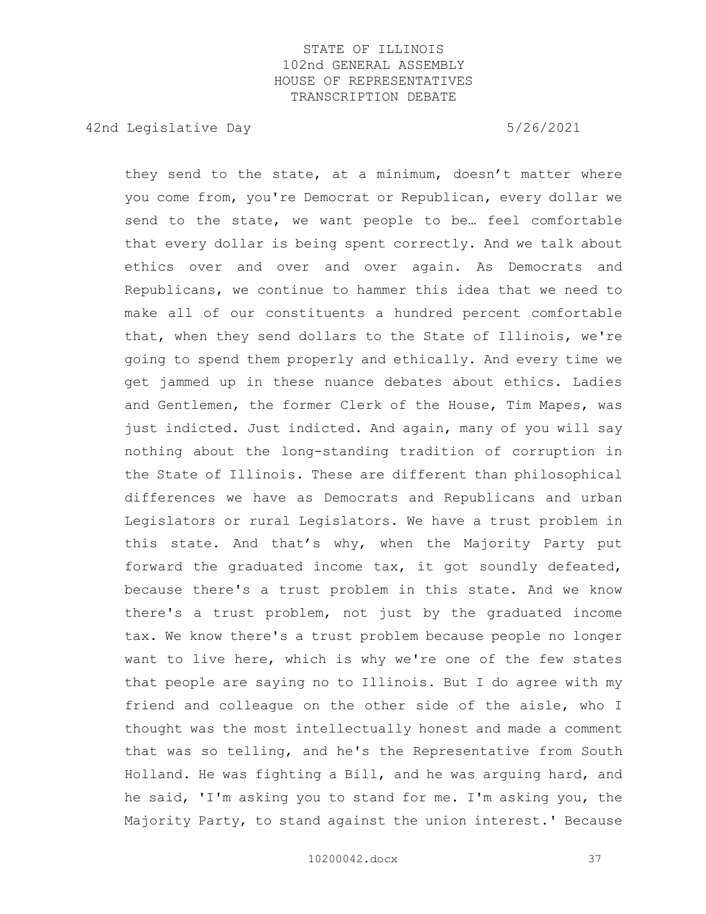they send to the state, at a minimum, doesn't matter where you come from, you're Democrat or Republican, every dollar we send to the state, we want people to be… feel comfortable that every dollar is being spent correctly. And we talk about ethics over and over and over again. As Democrats and Republicans, we continue to hammer this idea that we need to make all of our constituents a hundred percent comfortable that, when they send dollars to the State of Illinois, we're going to spend them properly and ethically. And every time we get jammed up in these nuance debates about ethics. Ladies and Gentlemen, the former Clerk of the House, Tim Mapes, was just indicted. Just indicted. And again, many of you will say nothing about the long-standing tradition of corruption in the State of Illinois. These are different than philosophical differences we have as Democrats and Republicans and urban Legislators or rural Legislators. We have a trust problem in this state. And that's why, when the Majority Party put forward the graduated income tax, it got soundly defeated, because there's a trust problem in this state. And we know there's a trust problem, not just by the graduated income tax. We know there's a trust problem because people no longer want to live here, which is why we're one of the few states that people are saying no to Illinois. But I do agree with my friend and colleague on the other side of the aisle, who I thought was the most intellectually honest and made a comment that was so telling, and he's the Representative from South Holland. He was fighting a Bill, and he was arguing hard, and he said, 'I'm asking you to stand for me. I'm asking you, the Majority Party, to stand against the union interest.' Because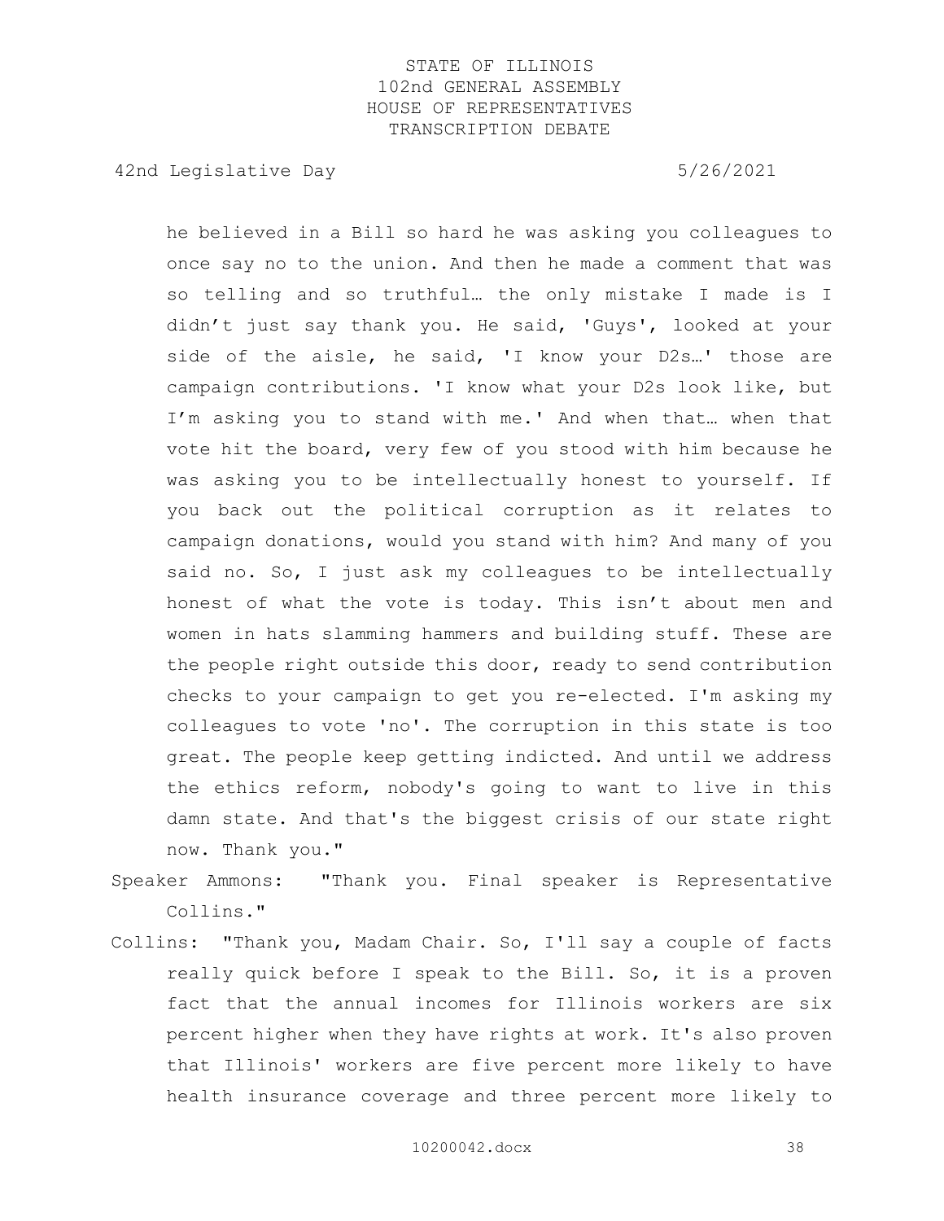he believed in a Bill so hard he was asking you colleagues to once say no to the union. And then he made a comment that was so telling and so truthful… the only mistake I made is I didn't just say thank you. He said, 'Guys', looked at your side of the aisle, he said, 'I know your D2s…' those are campaign contributions. 'I know what your D2s look like, but I'm asking you to stand with me.' And when that… when that vote hit the board, very few of you stood with him because he was asking you to be intellectually honest to yourself. If you back out the political corruption as it relates to campaign donations, would you stand with him? And many of you said no. So, I just ask my colleagues to be intellectually honest of what the vote is today. This isn't about men and women in hats slamming hammers and building stuff. These are the people right outside this door, ready to send contribution checks to your campaign to get you re-elected. I'm asking my colleagues to vote 'no'. The corruption in this state is too great. The people keep getting indicted. And until we address the ethics reform, nobody's going to want to live in this damn state. And that's the biggest crisis of our state right now. Thank you."

Speaker Ammons: "Thank you. Final speaker is Representative Collins."

Collins: "Thank you, Madam Chair. So, I'll say a couple of facts really quick before I speak to the Bill. So, it is a proven fact that the annual incomes for Illinois workers are six percent higher when they have rights at work. It's also proven that Illinois' workers are five percent more likely to have health insurance coverage and three percent more likely to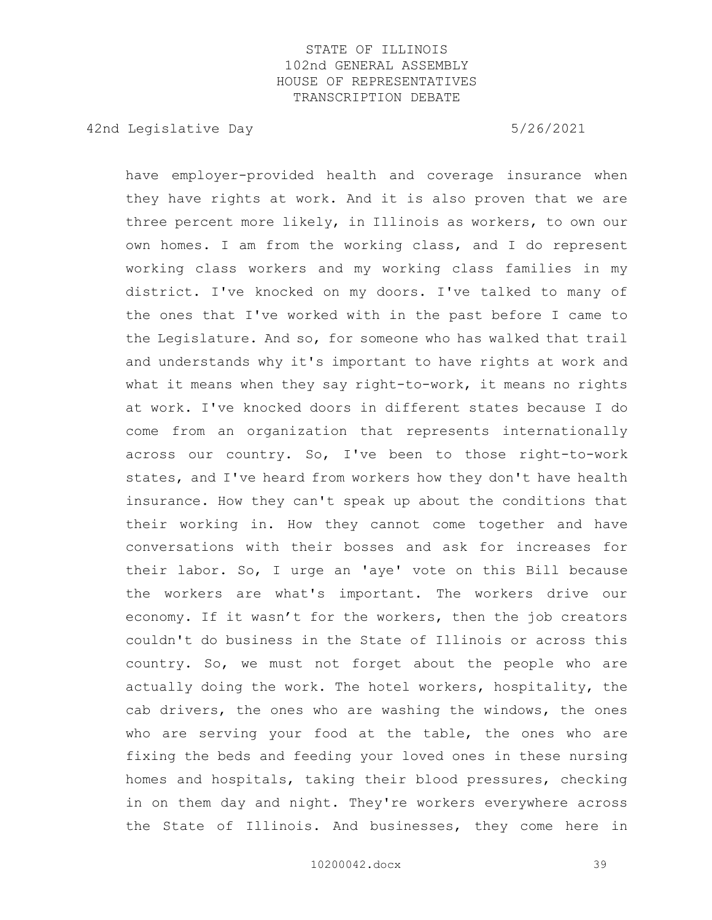have employer-provided health and coverage insurance when they have rights at work. And it is also proven that we are three percent more likely, in Illinois as workers, to own our own homes. I am from the working class, and I do represent working class workers and my working class families in my district. I've knocked on my doors. I've talked to many of the ones that I've worked with in the past before I came to the Legislature. And so, for someone who has walked that trail and understands why it's important to have rights at work and what it means when they say right-to-work, it means no rights at work. I've knocked doors in different states because I do come from an organization that represents internationally across our country. So, I've been to those right-to-work states, and I've heard from workers how they don't have health insurance. How they can't speak up about the conditions that their working in. How they cannot come together and have conversations with their bosses and ask for increases for their labor. So, I urge an 'aye' vote on this Bill because the workers are what's important. The workers drive our economy. If it wasn't for the workers, then the job creators couldn't do business in the State of Illinois or across this country. So, we must not forget about the people who are actually doing the work. The hotel workers, hospitality, the cab drivers, the ones who are washing the windows, the ones who are serving your food at the table, the ones who are fixing the beds and feeding your loved ones in these nursing homes and hospitals, taking their blood pressures, checking in on them day and night. They're workers everywhere across the State of Illinois. And businesses, they come here in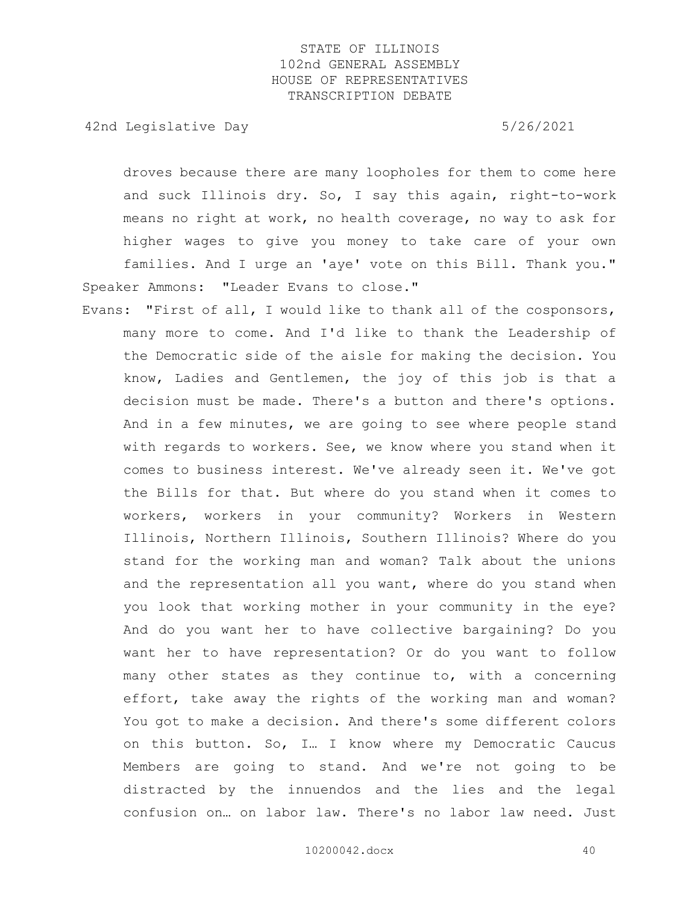droves because there are many loopholes for them to come here and suck Illinois dry. So, I say this again, right-to-work means no right at work, no health coverage, no way to ask for higher wages to give you money to take care of your own families. And I urge an 'aye' vote on this Bill. Thank you."

Speaker Ammons: "Leader Evans to close."

Evans: "First of all, I would like to thank all of the cosponsors, many more to come. And I'd like to thank the Leadership of the Democratic side of the aisle for making the decision. You know, Ladies and Gentlemen, the joy of this job is that a decision must be made. There's a button and there's options. And in a few minutes, we are going to see where people stand with regards to workers. See, we know where you stand when it comes to business interest. We've already seen it. We've got the Bills for that. But where do you stand when it comes to workers, workers in your community? Workers in Western Illinois, Northern Illinois, Southern Illinois? Where do you stand for the working man and woman? Talk about the unions and the representation all you want, where do you stand when you look that working mother in your community in the eye? And do you want her to have collective bargaining? Do you want her to have representation? Or do you want to follow many other states as they continue to, with a concerning effort, take away the rights of the working man and woman? You got to make a decision. And there's some different colors on this button. So, I… I know where my Democratic Caucus Members are going to stand. And we're not going to be distracted by the innuendos and the lies and the legal confusion on… on labor law. There's no labor law need. Just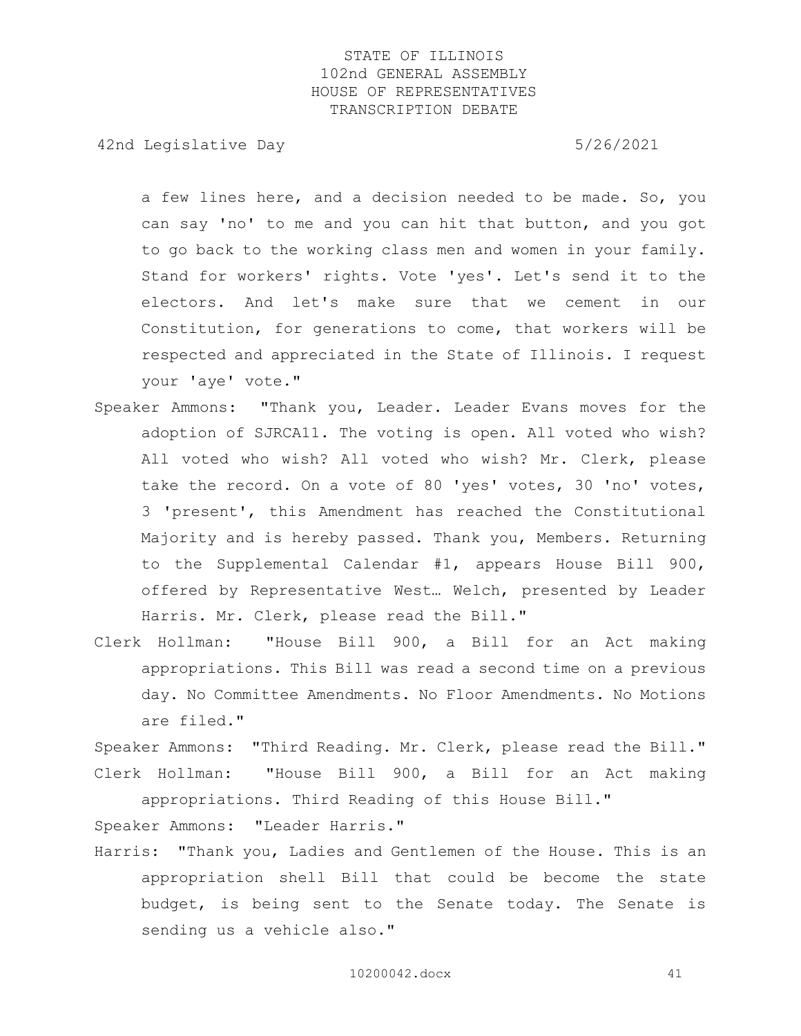a few lines here, and a decision needed to be made. So, you can say 'no' to me and you can hit that button, and you got to go back to the working class men and women in your family. Stand for workers' rights. Vote 'yes'. Let's send it to the electors. And let's make sure that we cement in our Constitution, for generations to come, that workers will be respected and appreciated in the State of Illinois. I request your 'aye' vote."

Speaker Ammons: "Thank you, Leader. Leader Evans moves for the adoption of SJRCA11. The voting is open. All voted who wish? All voted who wish? All voted who wish? Mr. Clerk, please take the record. On a vote of 80 'yes' votes, 30 'no' votes, 3 'present', this Amendment has reached the Constitutional Majority and is hereby passed. Thank you, Members. Returning to the Supplemental Calendar #1, appears House Bill 900, offered by Representative West… Welch, presented by Leader Harris. Mr. Clerk, please read the Bill."

Clerk Hollman: "House Bill 900, a Bill for an Act making appropriations. This Bill was read a second time on a previous day. No Committee Amendments. No Floor Amendments. No Motions are filed."

Speaker Ammons: "Third Reading. Mr. Clerk, please read the Bill."

Clerk Hollman: "House Bill 900, a Bill for an Act making appropriations. Third Reading of this House Bill."

Speaker Ammons: "Leader Harris."

Harris: "Thank you, Ladies and Gentlemen of the House. This is an appropriation shell Bill that could be become the state budget, is being sent to the Senate today. The Senate is sending us a vehicle also."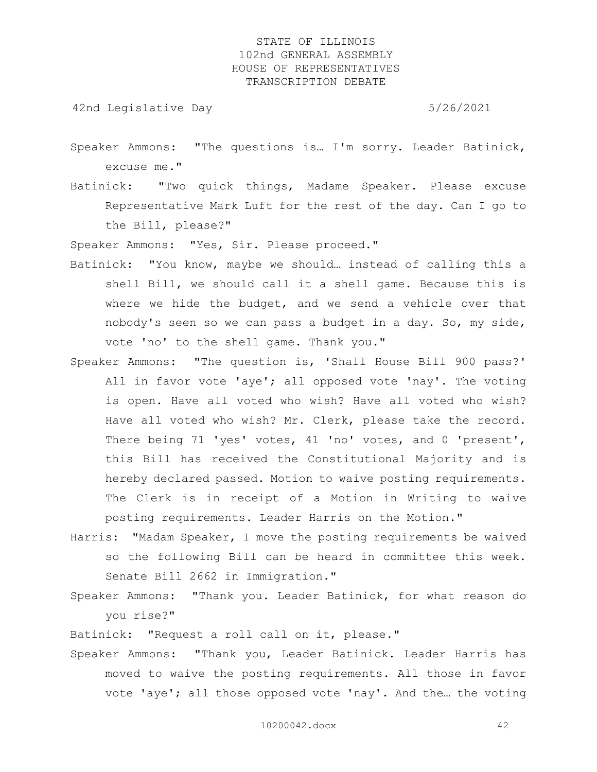Speaker Ammons: "The questions is… I'm sorry. Leader Batinick, excuse me."

Batinick: "Two quick things, Madame Speaker. Please excuse Representative Mark Luft for the rest of the day. Can I go to the Bill, please?"

Speaker Ammons: "Yes, Sir. Please proceed."

Batinick: "You know, maybe we should… instead of calling this a shell Bill, we should call it a shell game. Because this is where we hide the budget, and we send a vehicle over that nobody's seen so we can pass a budget in a day. So, my side, vote 'no' to the shell game. Thank you."

Speaker Ammons: "The question is, 'Shall House Bill 900 pass?' All in favor vote 'aye'; all opposed vote 'nay'. The voting is open. Have all voted who wish? Have all voted who wish? Have all voted who wish? Mr. Clerk, please take the record. There being 71 'yes' votes, 41 'no' votes, and 0 'present', this Bill has received the Constitutional Majority and is hereby declared passed. Motion to waive posting requirements. The Clerk is in receipt of a Motion in Writing to waive posting requirements. Leader Harris on the Motion."

Harris: "Madam Speaker, I move the posting requirements be waived so the following Bill can be heard in committee this week. Senate Bill 2662 in Immigration."

Speaker Ammons: "Thank you. Leader Batinick, for what reason do you rise?"

Batinick: "Request a roll call on it, please."

Speaker Ammons: "Thank you, Leader Batinick. Leader Harris has moved to waive the posting requirements. All those in favor vote 'aye'; all those opposed vote 'nay'. And the… the voting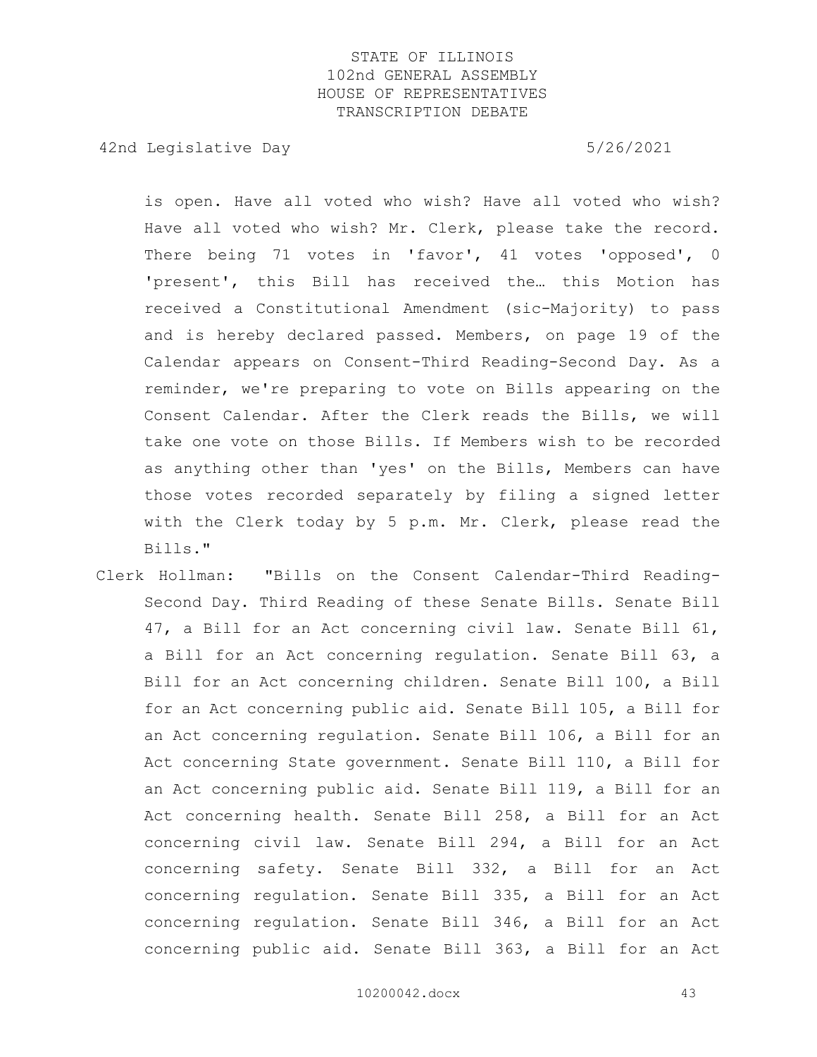is open. Have all voted who wish? Have all voted who wish? Have all voted who wish? Mr. Clerk, please take the record. There being 71 votes in 'favor', 41 votes 'opposed', 0 'present', this Bill has received the… this Motion has received a Constitutional Amendment (sic-Majority) to pass and is hereby declared passed. Members, on page 19 of the Calendar appears on Consent-Third Reading-Second Day. As a reminder, we're preparing to vote on Bills appearing on the Consent Calendar. After the Clerk reads the Bills, we will take one vote on those Bills. If Members wish to be recorded as anything other than 'yes' on the Bills, Members can have those votes recorded separately by filing a signed letter with the Clerk today by 5 p.m. Mr. Clerk, please read the Bills."

Clerk Hollman: "Bills on the Consent Calendar-Third Reading-Second Day. Third Reading of these Senate Bills. Senate Bill 47, a Bill for an Act concerning civil law. Senate Bill 61, a Bill for an Act concerning regulation. Senate Bill 63, a Bill for an Act concerning children. Senate Bill 100, a Bill for an Act concerning public aid. Senate Bill 105, a Bill for an Act concerning regulation. Senate Bill 106, a Bill for an Act concerning State government. Senate Bill 110, a Bill for an Act concerning public aid. Senate Bill 119, a Bill for an Act concerning health. Senate Bill 258, a Bill for an Act concerning civil law. Senate Bill 294, a Bill for an Act concerning safety. Senate Bill 332, a Bill for an Act concerning regulation. Senate Bill 335, a Bill for an Act concerning regulation. Senate Bill 346, a Bill for an Act concerning public aid. Senate Bill 363, a Bill for an Act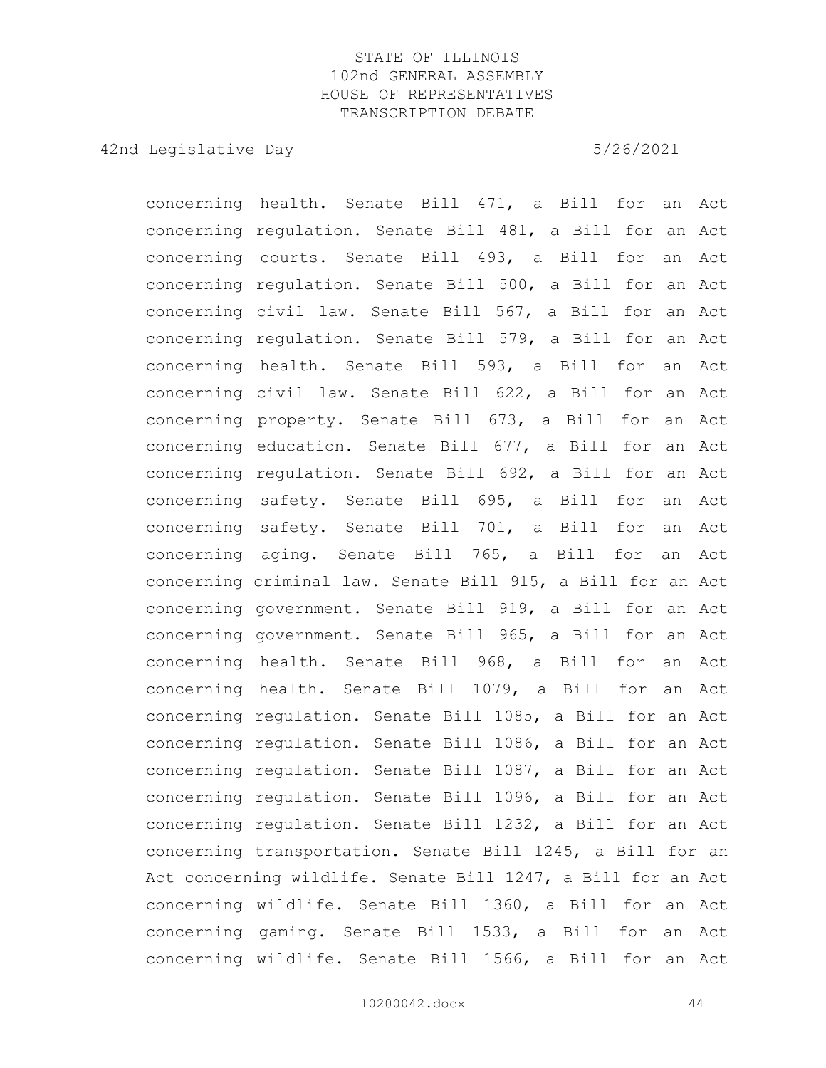concerning health. Senate Bill 471, a Bill for an Act concerning regulation. Senate Bill 481, a Bill for an Act concerning courts. Senate Bill 493, a Bill for an Act concerning regulation. Senate Bill 500, a Bill for an Act concerning civil law. Senate Bill 567, a Bill for an Act concerning regulation. Senate Bill 579, a Bill for an Act concerning health. Senate Bill 593, a Bill for an Act concerning civil law. Senate Bill 622, a Bill for an Act concerning property. Senate Bill 673, a Bill for an Act concerning education. Senate Bill 677, a Bill for an Act concerning regulation. Senate Bill 692, a Bill for an Act concerning safety. Senate Bill 695, a Bill for an Act concerning safety. Senate Bill 701, a Bill for an Act concerning aging. Senate Bill 765, a Bill for an Act concerning criminal law. Senate Bill 915, a Bill for an Act concerning government. Senate Bill 919, a Bill for an Act concerning government. Senate Bill 965, a Bill for an Act concerning health. Senate Bill 968, a Bill for an Act concerning health. Senate Bill 1079, a Bill for an Act concerning regulation. Senate Bill 1085, a Bill for an Act concerning regulation. Senate Bill 1086, a Bill for an Act concerning regulation. Senate Bill 1087, a Bill for an Act concerning regulation. Senate Bill 1096, a Bill for an Act concerning regulation. Senate Bill 1232, a Bill for an Act concerning transportation. Senate Bill 1245, a Bill for an Act concerning wildlife. Senate Bill 1247, a Bill for an Act concerning wildlife. Senate Bill 1360, a Bill for an Act concerning gaming. Senate Bill 1533, a Bill for an Act concerning wildlife. Senate Bill 1566, a Bill for an Act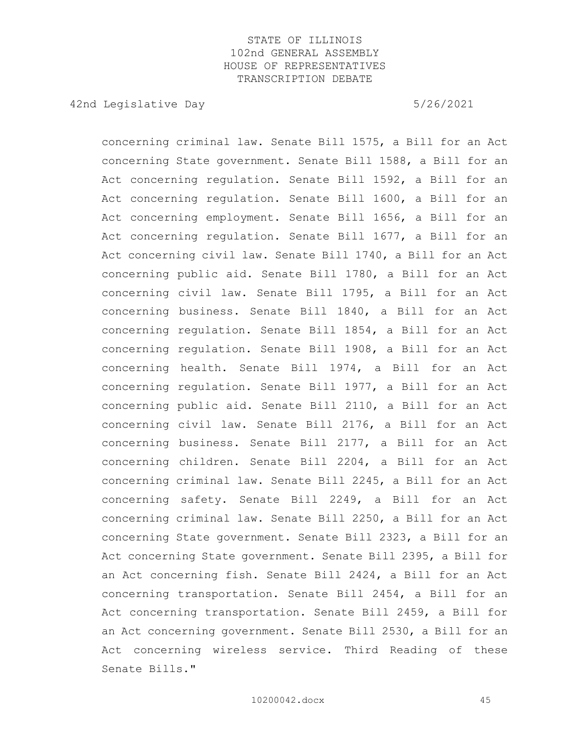concerning criminal law. Senate Bill 1575, a Bill for an Act concerning State government. Senate Bill 1588, a Bill for an Act concerning regulation. Senate Bill 1592, a Bill for an Act concerning regulation. Senate Bill 1600, a Bill for an Act concerning employment. Senate Bill 1656, a Bill for an Act concerning regulation. Senate Bill 1677, a Bill for an Act concerning civil law. Senate Bill 1740, a Bill for an Act concerning public aid. Senate Bill 1780, a Bill for an Act concerning civil law. Senate Bill 1795, a Bill for an Act concerning business. Senate Bill 1840, a Bill for an Act concerning regulation. Senate Bill 1854, a Bill for an Act concerning regulation. Senate Bill 1908, a Bill for an Act concerning health. Senate Bill 1974, a Bill for an Act concerning regulation. Senate Bill 1977, a Bill for an Act concerning public aid. Senate Bill 2110, a Bill for an Act concerning civil law. Senate Bill 2176, a Bill for an Act concerning business. Senate Bill 2177, a Bill for an Act concerning children. Senate Bill 2204, a Bill for an Act concerning criminal law. Senate Bill 2245, a Bill for an Act concerning safety. Senate Bill 2249, a Bill for an Act concerning criminal law. Senate Bill 2250, a Bill for an Act concerning State government. Senate Bill 2323, a Bill for an Act concerning State government. Senate Bill 2395, a Bill for an Act concerning fish. Senate Bill 2424, a Bill for an Act concerning transportation. Senate Bill 2454, a Bill for an Act concerning transportation. Senate Bill 2459, a Bill for an Act concerning government. Senate Bill 2530, a Bill for an Act concerning wireless service. Third Reading of these Senate Bills."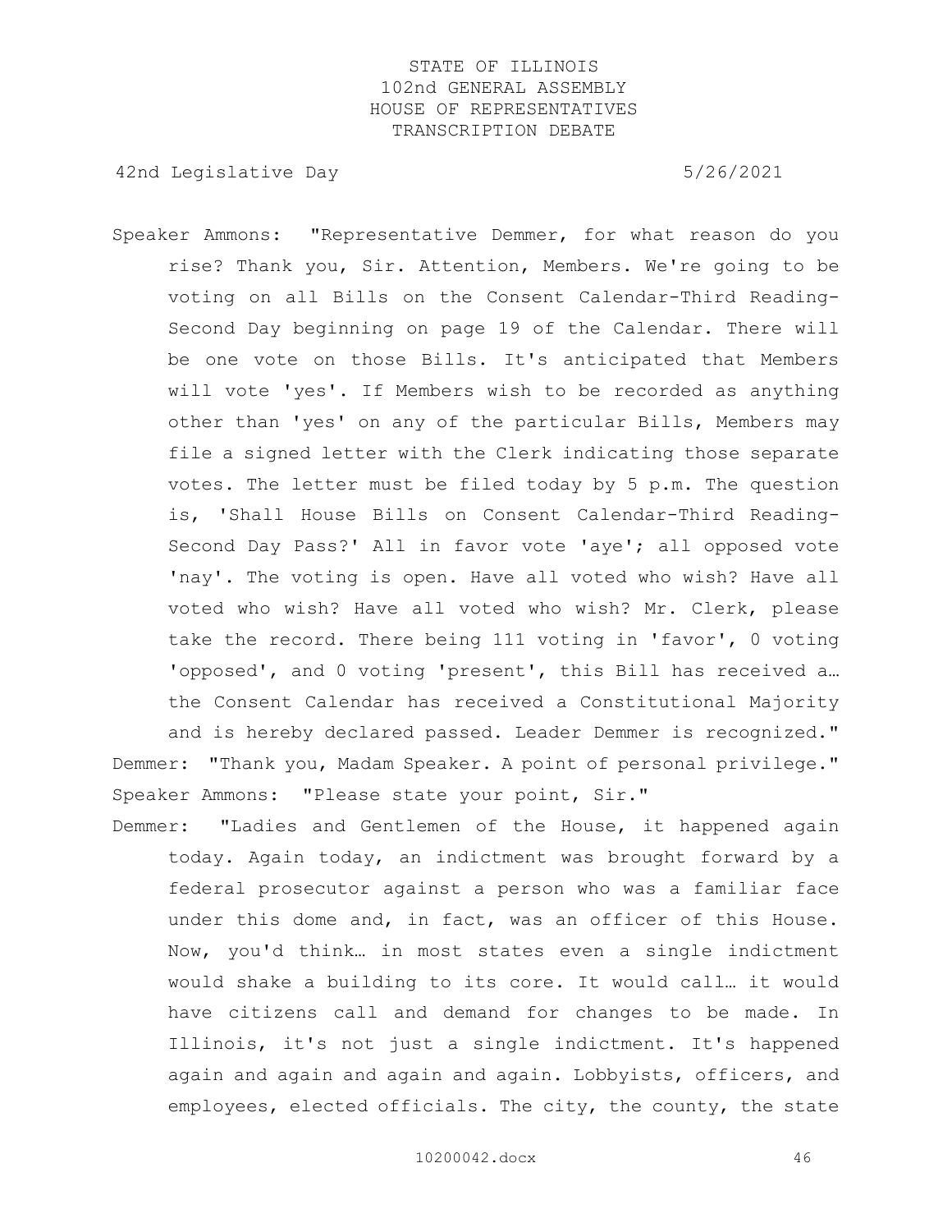Speaker Ammons: "Representative Demmer, for what reason do you rise? Thank you, Sir. Attention, Members. We're going to be voting on all Bills on the Consent Calendar-Third Reading-Second Day beginning on page 19 of the Calendar. There will be one vote on those Bills. It's anticipated that Members will vote 'yes'. If Members wish to be recorded as anything other than 'yes' on any of the particular Bills, Members may file a signed letter with the Clerk indicating those separate votes. The letter must be filed today by 5 p.m. The question is, 'Shall House Bills on Consent Calendar-Third Reading-Second Day Pass?' All in favor vote 'aye'; all opposed vote 'nay'. The voting is open. Have all voted who wish? Have all voted who wish? Have all voted who wish? Mr. Clerk, please take the record. There being 111 voting in 'favor', 0 voting 'opposed', and 0 voting 'present', this Bill has received a… the Consent Calendar has received a Constitutional Majority and is hereby declared passed. Leader Demmer is recognized."

Demmer: "Thank you, Madam Speaker. A point of personal privilege."

Speaker Ammons: "Please state your point, Sir."

Demmer: "Ladies and Gentlemen of the House, it happened again today. Again today, an indictment was brought forward by a federal prosecutor against a person who was a familiar face under this dome and, in fact, was an officer of this House. Now, you'd think… in most states even a single indictment would shake a building to its core. It would call… it would have citizens call and demand for changes to be made. In Illinois, it's not just a single indictment. It's happened again and again and again and again. Lobbyists, officers, and employees, elected officials. The city, the county, the state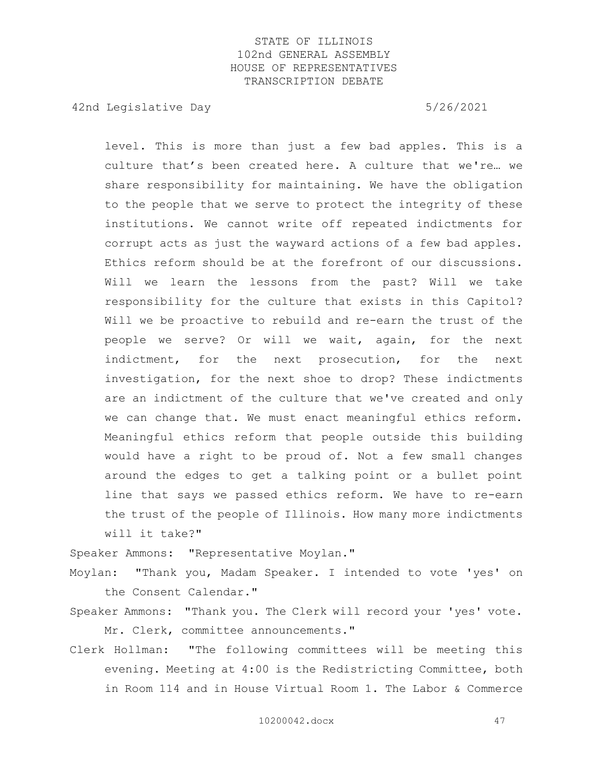level. This is more than just a few bad apples. This is a culture that's been created here. A culture that we're… we share responsibility for maintaining. We have the obligation to the people that we serve to protect the integrity of these institutions. We cannot write off repeated indictments for corrupt acts as just the wayward actions of a few bad apples. Ethics reform should be at the forefront of our discussions. Will we learn the lessons from the past? Will we take responsibility for the culture that exists in this Capitol? Will we be proactive to rebuild and re-earn the trust of the people we serve? Or will we wait, again, for the next indictment, for the next prosecution, for the next investigation, for the next shoe to drop? These indictments are an indictment of the culture that we've created and only we can change that. We must enact meaningful ethics reform. Meaningful ethics reform that people outside this building would have a right to be proud of. Not a few small changes around the edges to get a talking point or a bullet point line that says we passed ethics reform. We have to re-earn the trust of the people of Illinois. How many more indictments will it take?"

Speaker Ammons: "Representative Moylan."

Moylan: "Thank you, Madam Speaker. I intended to vote 'yes' on the Consent Calendar."

Speaker Ammons: "Thank you. The Clerk will record your 'yes' vote. Mr. Clerk, committee announcements."

Clerk Hollman: "The following committees will be meeting this evening. Meeting at 4:00 is the Redistricting Committee, both in Room 114 and in House Virtual Room 1. The Labor & Commerce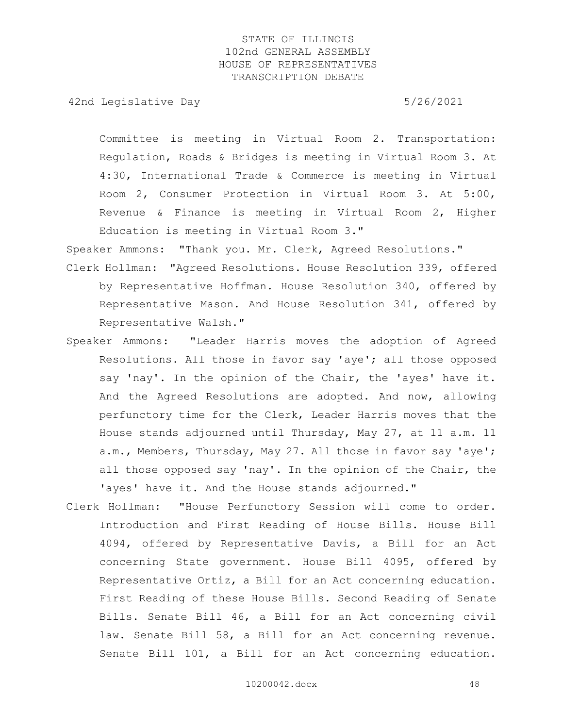Committee is meeting in Virtual Room 2. Transportation: Regulation, Roads & Bridges is meeting in Virtual Room 3. At 4:30, International Trade & Commerce is meeting in Virtual Room 2, Consumer Protection in Virtual Room 3. At 5:00, Revenue & Finance is meeting in Virtual Room 2, Higher Education is meeting in Virtual Room 3."

Speaker Ammons: "Thank you. Mr. Clerk, Agreed Resolutions."

Clerk Hollman: "Agreed Resolutions. House Resolution 339, offered by Representative Hoffman. House Resolution 340, offered by Representative Mason. And House Resolution 341, offered by Representative Walsh."

Speaker Ammons: "Leader Harris moves the adoption of Agreed Resolutions. All those in favor say 'aye'; all those opposed say 'nay'. In the opinion of the Chair, the 'ayes' have it. And the Agreed Resolutions are adopted. And now, allowing perfunctory time for the Clerk, Leader Harris moves that the House stands adjourned until Thursday, May 27, at 11 a.m. 11 a.m., Members, Thursday, May 27. All those in favor say 'aye'; all those opposed say 'nay'. In the opinion of the Chair, the 'ayes' have it. And the House stands adjourned."

Clerk Hollman: "House Perfunctory Session will come to order. Introduction and First Reading of House Bills. House Bill 4094, offered by Representative Davis, a Bill for an Act concerning State government. House Bill 4095, offered by Representative Ortiz, a Bill for an Act concerning education. First Reading of these House Bills. Second Reading of Senate Bills. Senate Bill 46, a Bill for an Act concerning civil law. Senate Bill 58, a Bill for an Act concerning revenue. Senate Bill 101, a Bill for an Act concerning education.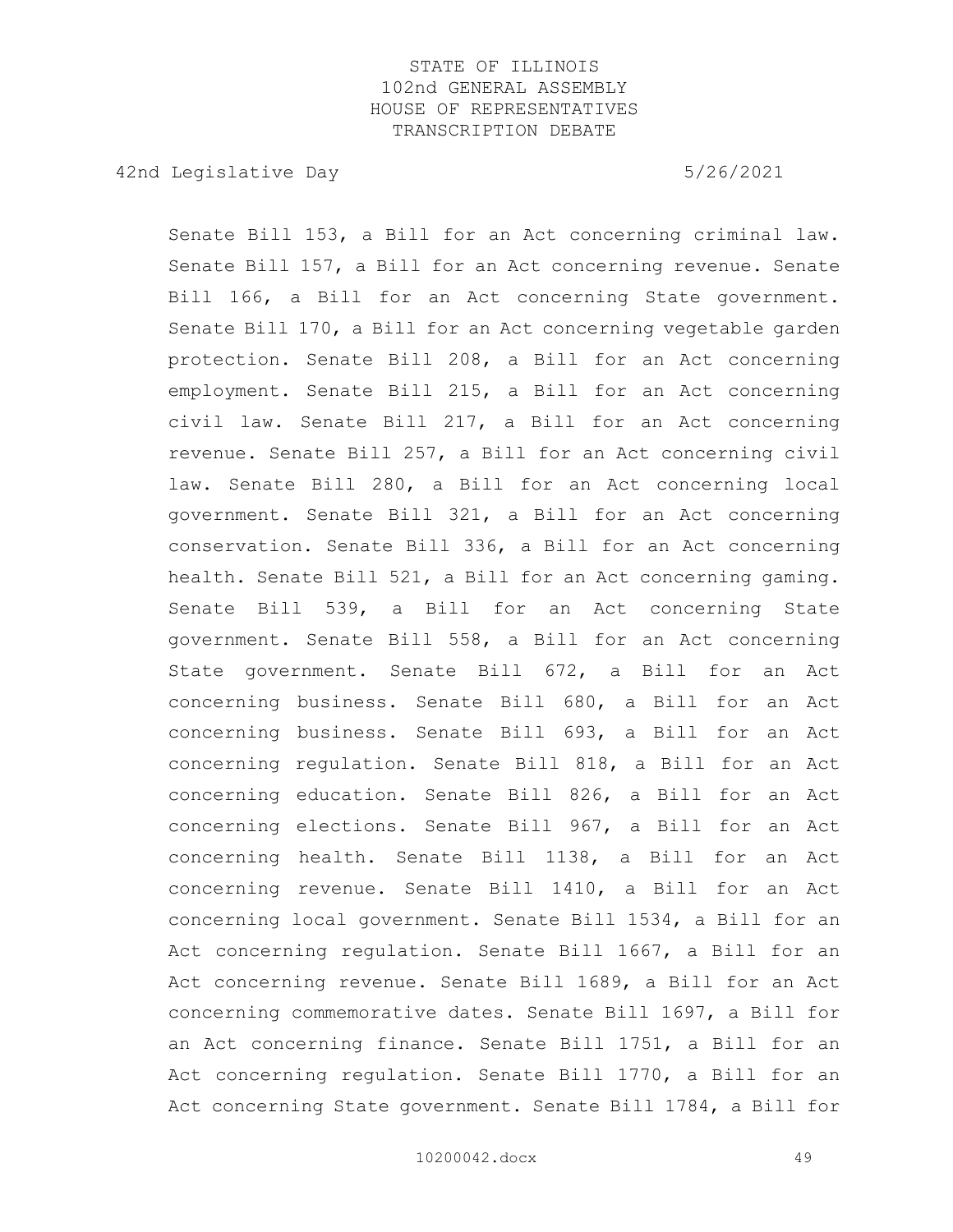Senate Bill 153, a Bill for an Act concerning criminal law. Senate Bill 157, a Bill for an Act concerning revenue. Senate Bill 166, a Bill for an Act concerning State government. Senate Bill 170, a Bill for an Act concerning vegetable garden protection. Senate Bill 208, a Bill for an Act concerning employment. Senate Bill 215, a Bill for an Act concerning civil law. Senate Bill 217, a Bill for an Act concerning revenue. Senate Bill 257, a Bill for an Act concerning civil law. Senate Bill 280, a Bill for an Act concerning local government. Senate Bill 321, a Bill for an Act concerning conservation. Senate Bill 336, a Bill for an Act concerning health. Senate Bill 521, a Bill for an Act concerning gaming. Senate Bill 539, a Bill for an Act concerning State government. Senate Bill 558, a Bill for an Act concerning State government. Senate Bill 672, a Bill for an Act concerning business. Senate Bill 680, a Bill for an Act concerning business. Senate Bill 693, a Bill for an Act concerning regulation. Senate Bill 818, a Bill for an Act concerning education. Senate Bill 826, a Bill for an Act concerning elections. Senate Bill 967, a Bill for an Act concerning health. Senate Bill 1138, a Bill for an Act concerning revenue. Senate Bill 1410, a Bill for an Act concerning local government. Senate Bill 1534, a Bill for an Act concerning regulation. Senate Bill 1667, a Bill for an Act concerning revenue. Senate Bill 1689, a Bill for an Act concerning commemorative dates. Senate Bill 1697, a Bill for an Act concerning finance. Senate Bill 1751, a Bill for an Act concerning regulation. Senate Bill 1770, a Bill for an Act concerning State government. Senate Bill 1784, a Bill for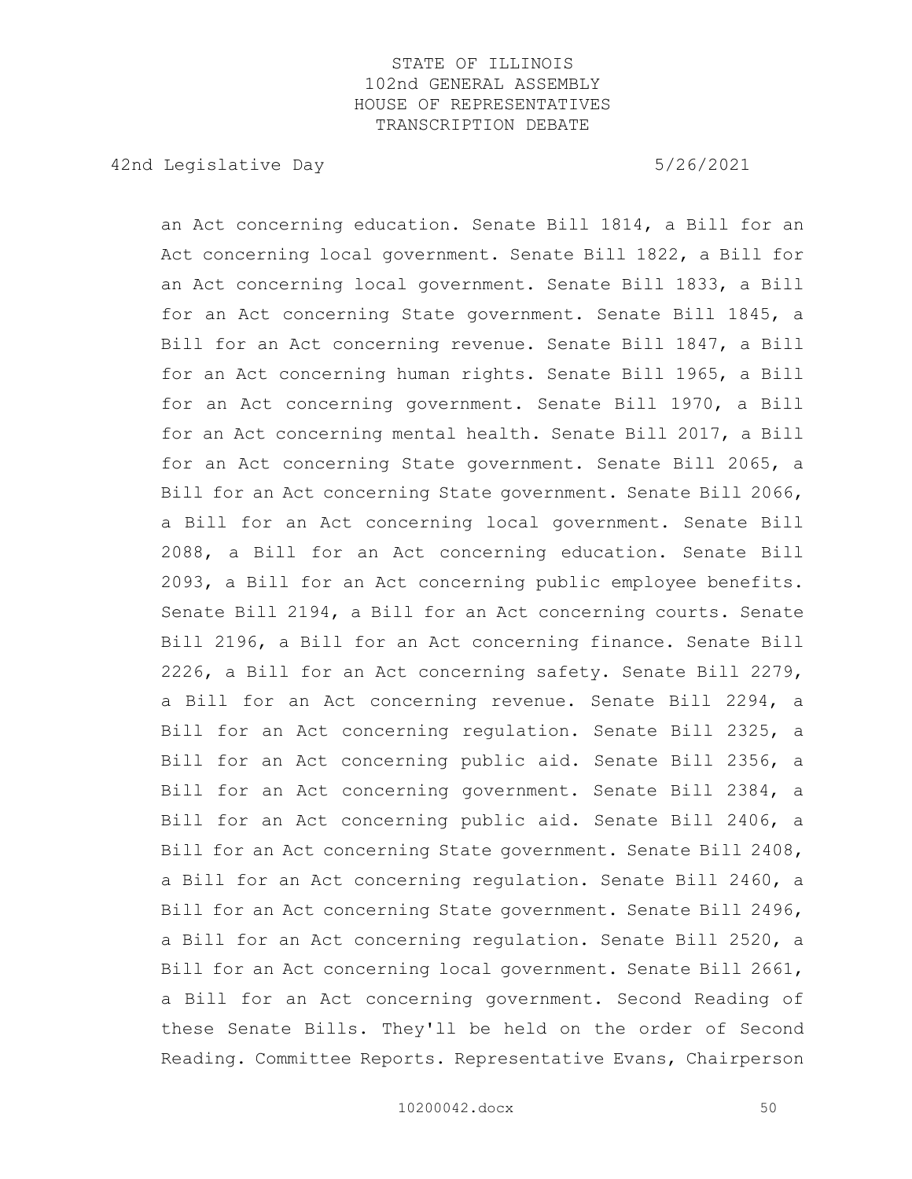an Act concerning education. Senate Bill 1814, a Bill for an Act concerning local government. Senate Bill 1822, a Bill for an Act concerning local government. Senate Bill 1833, a Bill for an Act concerning State government. Senate Bill 1845, a Bill for an Act concerning revenue. Senate Bill 1847, a Bill for an Act concerning human rights. Senate Bill 1965, a Bill for an Act concerning government. Senate Bill 1970, a Bill for an Act concerning mental health. Senate Bill 2017, a Bill for an Act concerning State government. Senate Bill 2065, a Bill for an Act concerning State government. Senate Bill 2066, a Bill for an Act concerning local government. Senate Bill 2088, a Bill for an Act concerning education. Senate Bill 2093, a Bill for an Act concerning public employee benefits. Senate Bill 2194, a Bill for an Act concerning courts. Senate Bill 2196, a Bill for an Act concerning finance. Senate Bill 2226, a Bill for an Act concerning safety. Senate Bill 2279, a Bill for an Act concerning revenue. Senate Bill 2294, a Bill for an Act concerning regulation. Senate Bill 2325, a Bill for an Act concerning public aid. Senate Bill 2356, a Bill for an Act concerning government. Senate Bill 2384, a Bill for an Act concerning public aid. Senate Bill 2406, a Bill for an Act concerning State government. Senate Bill 2408, a Bill for an Act concerning regulation. Senate Bill 2460, a Bill for an Act concerning State government. Senate Bill 2496, a Bill for an Act concerning regulation. Senate Bill 2520, a Bill for an Act concerning local government. Senate Bill 2661, a Bill for an Act concerning government. Second Reading of these Senate Bills. They'll be held on the order of Second Reading. Committee Reports. Representative Evans, Chairperson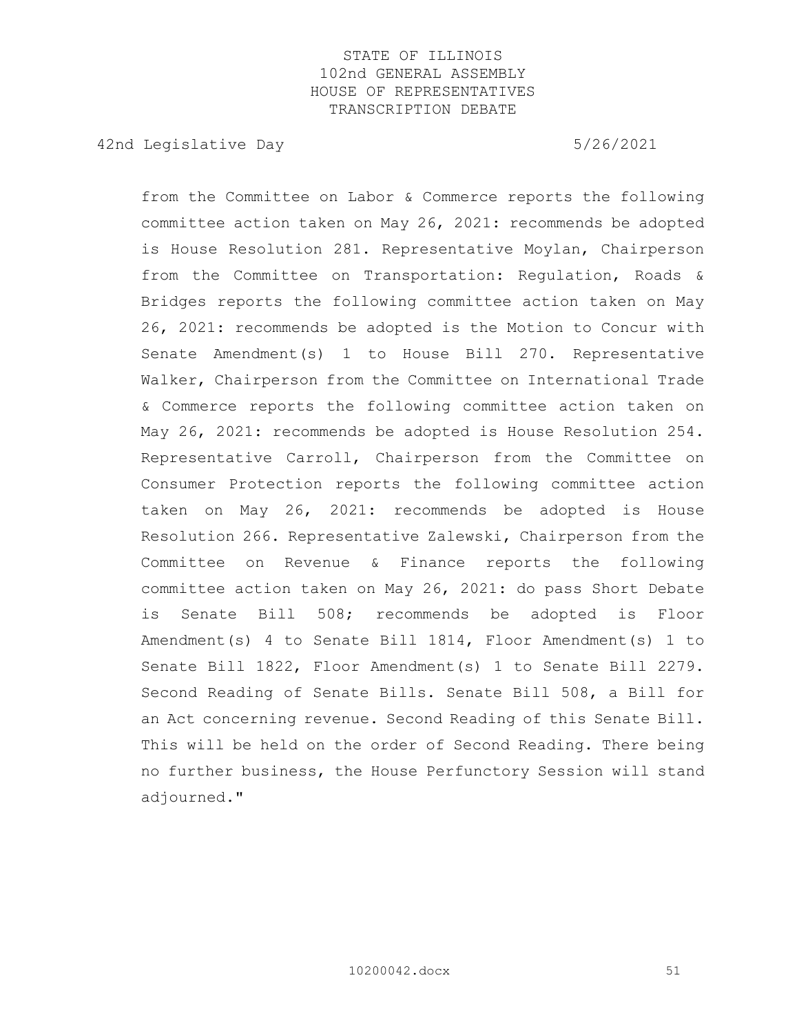from the Committee on Labor & Commerce reports the following committee action taken on May 26, 2021: recommends be adopted is House Resolution 281. Representative Moylan, Chairperson from the Committee on Transportation: Regulation, Roads & Bridges reports the following committee action taken on May 26, 2021: recommends be adopted is the Motion to Concur with Senate Amendment(s) 1 to House Bill 270. Representative Walker, Chairperson from the Committee on International Trade & Commerce reports the following committee action taken on May 26, 2021: recommends be adopted is House Resolution 254. Representative Carroll, Chairperson from the Committee on Consumer Protection reports the following committee action taken on May 26, 2021: recommends be adopted is House Resolution 266. Representative Zalewski, Chairperson from the Committee on Revenue & Finance reports the following committee action taken on May 26, 2021: do pass Short Debate is Senate Bill 508; recommends be adopted is Floor Amendment(s) 4 to Senate Bill 1814, Floor Amendment(s) 1 to Senate Bill 1822, Floor Amendment(s) 1 to Senate Bill 2279. Second Reading of Senate Bills. Senate Bill 508, a Bill for an Act concerning revenue. Second Reading of this Senate Bill. This will be held on the order of Second Reading. There being no further business, the House Perfunctory Session will stand adjourned."